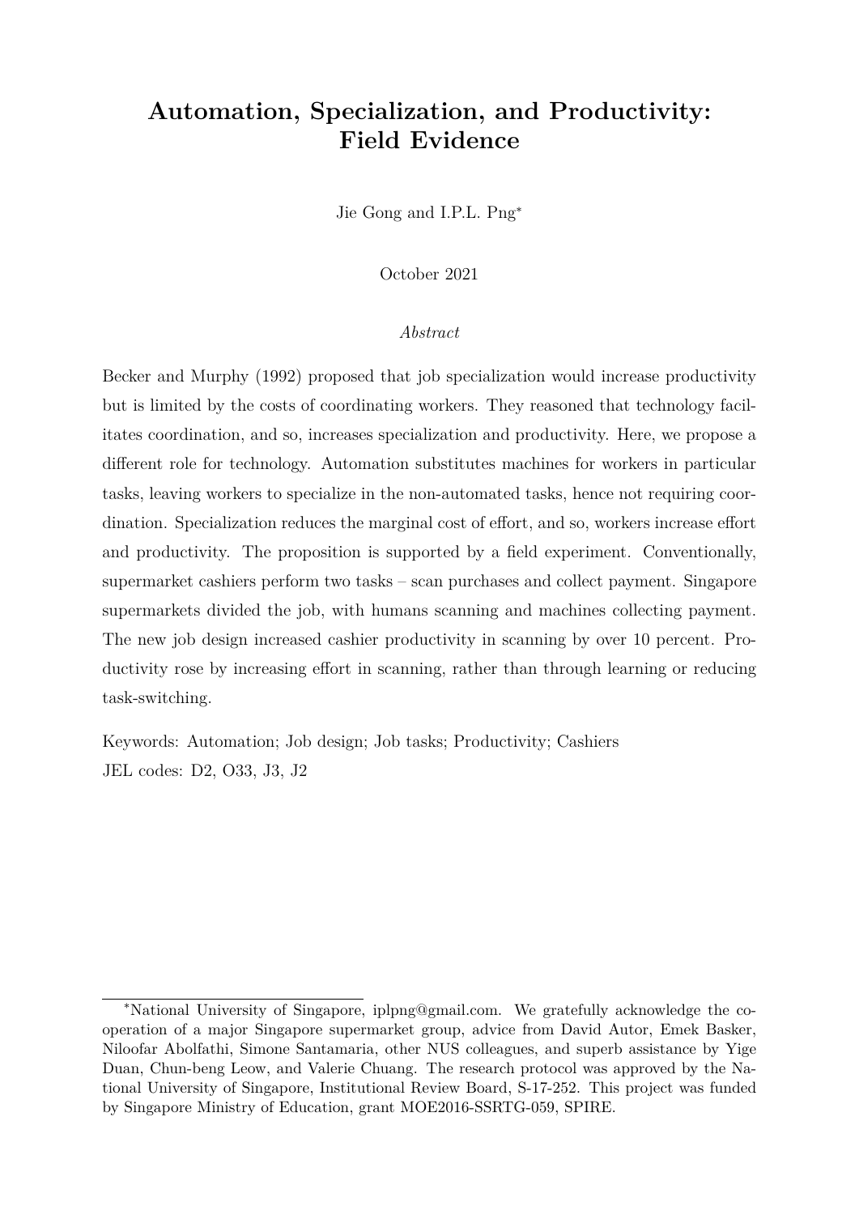# Automation, Specialization, and Productivity: Field Evidence

Jie Gong and I.P.L. Png*

October 2021

*Abstract*

Becker and Murphy (1992) proposed that job specialization would increase productivity but is limited by the costs of coordinating workers. They reasoned that technology facilitates coordination, and so, increases specialization and productivity. Here, we propose a different role for technology. Automation substitutes machines for workers in particular tasks, leaving workers to specialize in the non-automated tasks, hence not requiring coordination. Specialization reduces the marginal cost of effort, and so, workers increase effort and productivity. The proposition is supported by a field experiment. Conventionally, supermarket cashiers perform two tasks – scan purchases and collect payment. Singapore supermarkets divided the job, with humans scanning and machines collecting payment. The new job design increased cashier productivity in scanning by over 10 percent. Productivity rose by increasing effort in scanning, rather than through learning or reducing task-switching.

Keywords: Automation; Job design; Job tasks; Productivity; Cashiers

JEL codes: D2, O33, J3, J2

---

*National University of Singapore, iplpng@gmail.com. We gratefully acknowledge the cooperation of a major Singapore supermarket group, advice from David Autor, Emek Basker, Niloofar Abolfathi, Simone Santamaria, other NUS colleagues, and superb assistance by Yige Duan, Chun-beng Leow, and Valerie Chuang. The research protocol was approved by the National University of Singapore, Institutional Review Board, S-17-252. This project was funded by Singapore Ministry of Education, grant MOE2016-SSRTG-059, SPIRE.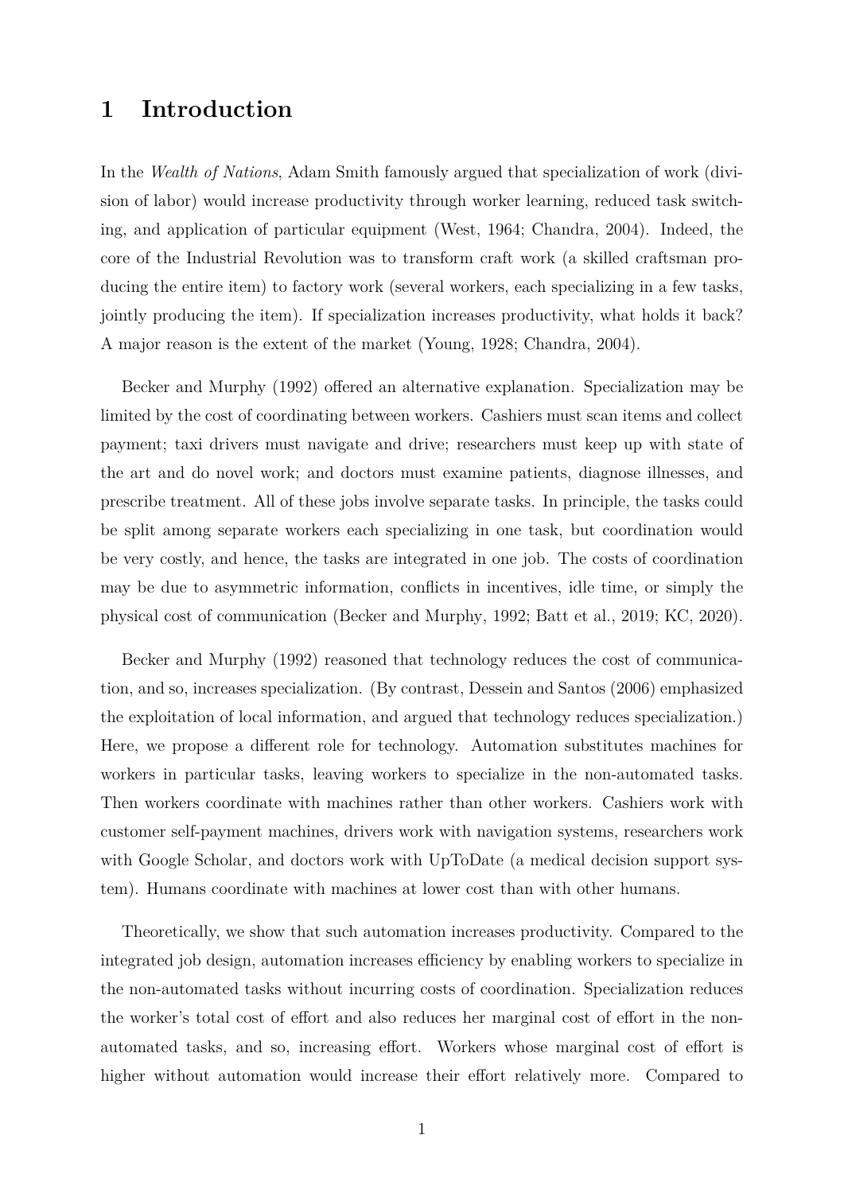# 1 Introduction

In the *Wealth of Nations*, Adam Smith famously argued that specialization of work (division of labor) would increase productivity through worker learning, reduced task switching, and application of particular equipment (West, 1964; Chandra, 2004). Indeed, the core of the Industrial Revolution was to transform craft work (a skilled craftsman producing the entire item) to factory work (several workers, each specializing in a few tasks, jointly producing the item). If specialization increases productivity, what holds it back? A major reason is the extent of the market (Young, 1928; Chandra, 2004).

Becker and Murphy (1992) offered an alternative explanation. Specialization may be limited by the cost of coordinating between workers. Cashiers must scan items and collect payment; taxi drivers must navigate and drive; researchers must keep up with state of the art and do novel work; and doctors must examine patients, diagnose illnesses, and prescribe treatment. All of these jobs involve separate tasks. In principle, the tasks could be split among separate workers each specializing in one task, but coordination would be very costly, and hence, the tasks are integrated in one job. The costs of coordination may be due to asymmetric information, conflicts in incentives, idle time, or simply the physical cost of communication (Becker and Murphy, 1992; Batt et al., 2019; KC, 2020).

Becker and Murphy (1992) reasoned that technology reduces the cost of communication, and so, increases specialization. (By contrast, Dessein and Santos (2006) emphasized the exploitation of local information, and argued that technology reduces specialization.) Here, we propose a different role for technology. Automation substitutes machines for workers in particular tasks, leaving workers to specialize in the non-automated tasks. Then workers coordinate with machines rather than other workers. Cashiers work with customer self-payment machines, drivers work with navigation systems, researchers work with Google Scholar, and doctors work with UpToDate (a medical decision support system). Humans coordinate with machines at lower cost than with other humans.

Theoretically, we show that such automation increases productivity. Compared to the integrated job design, automation increases efficiency by enabling workers to specialize in the non-automated tasks without incurring costs of coordination. Specialization reduces the worker's total cost of effort and also reduces her marginal cost of effort in the non-automated tasks, and so, increasing effort. Workers whose marginal cost of effort is higher without automation would increase their effort relatively more. Compared to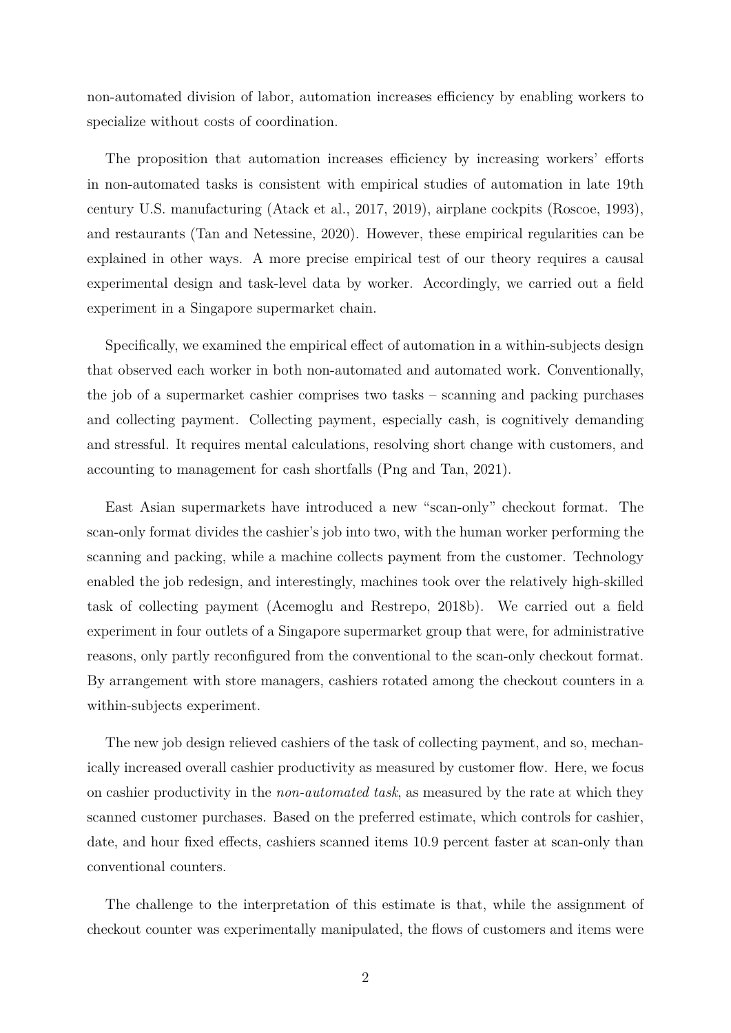non-automated division of labor, automation increases efficiency by enabling workers to specialize without costs of coordination.

The proposition that automation increases efficiency by increasing workers' efforts in non-automated tasks is consistent with empirical studies of automation in late 19th century U.S. manufacturing (Atack et al., 2017, 2019), airplane cockpits (Roscoe, 1993), and restaurants (Tan and Netessine, 2020). However, these empirical regularities can be explained in other ways. A more precise empirical test of our theory requires a causal experimental design and task-level data by worker. Accordingly, we carried out a field experiment in a Singapore supermarket chain.

Specifically, we examined the empirical effect of automation in a within-subjects design that observed each worker in both non-automated and automated work. Conventionally, the job of a supermarket cashier comprises two tasks – scanning and packing purchases and collecting payment. Collecting payment, especially cash, is cognitively demanding and stressful. It requires mental calculations, resolving short change with customers, and accounting to management for cash shortfalls (Png and Tan, 2021).

East Asian supermarkets have introduced a new "scan-only" checkout format. The scan-only format divides the cashier's job into two, with the human worker performing the scanning and packing, while a machine collects payment from the customer. Technology enabled the job redesign, and interestingly, machines took over the relatively high-skilled task of collecting payment (Acemoglu and Restrepo, 2018b). We carried out a field experiment in four outlets of a Singapore supermarket group that were, for administrative reasons, only partly reconfigured from the conventional to the scan-only checkout format. By arrangement with store managers, cashiers rotated among the checkout counters in a within-subjects experiment.

The new job design relieved cashiers of the task of collecting payment, and so, mechanically increased overall cashier productivity as measured by customer flow. Here, we focus on cashier productivity in the *non-automated task*, as measured by the rate at which they scanned customer purchases. Based on the preferred estimate, which controls for cashier, date, and hour fixed effects, cashiers scanned items 10.9 percent faster at scan-only than conventional counters.

The challenge to the interpretation of this estimate is that, while the assignment of checkout counter was experimentally manipulated, the flows of customers and items were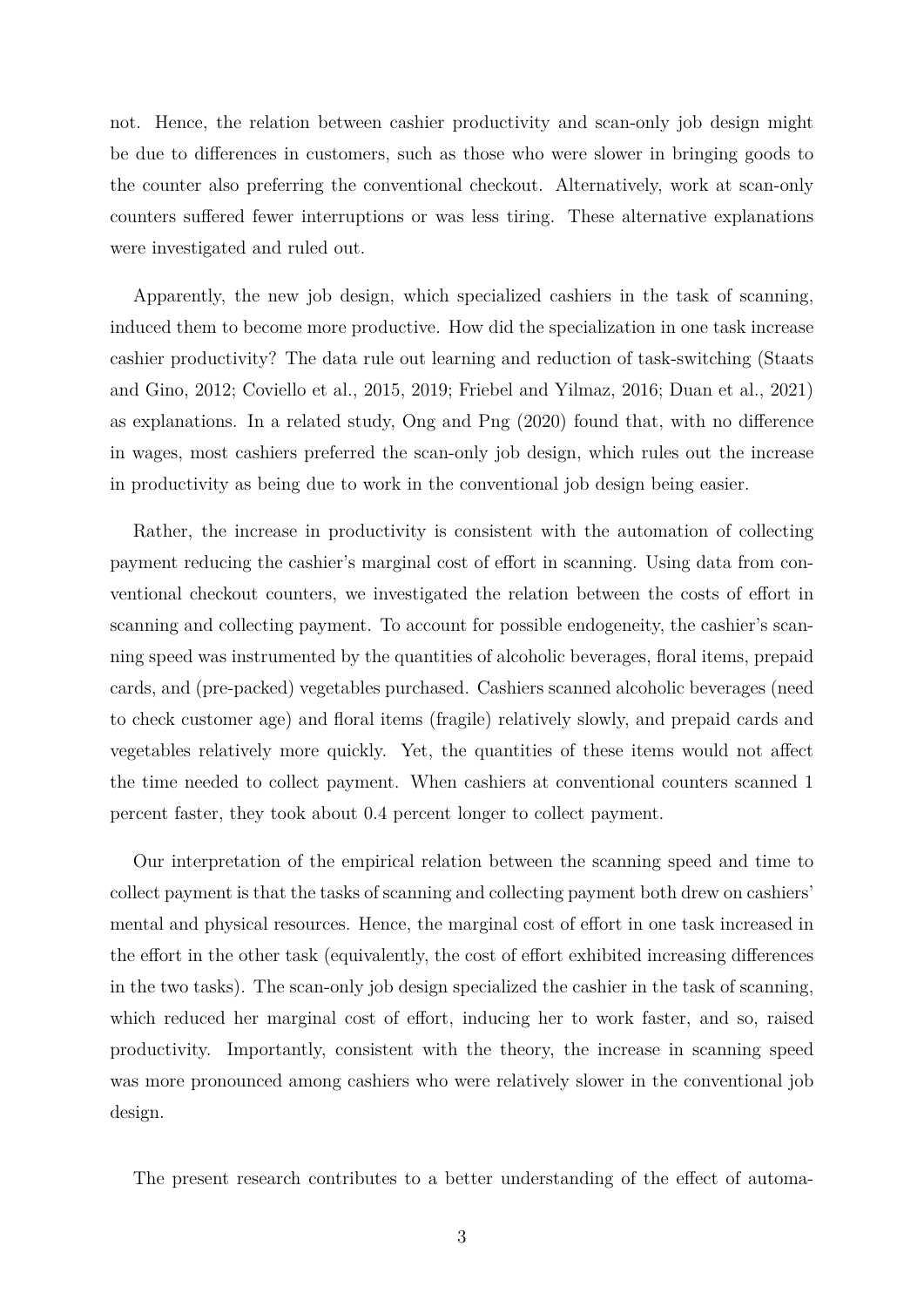not. Hence, the relation between cashier productivity and scan-only job design might be due to differences in customers, such as those who were slower in bringing goods to the counter also preferring the conventional checkout. Alternatively, work at scan-only counters suffered fewer interruptions or was less tiring. These alternative explanations were investigated and ruled out.

Apparently, the new job design, which specialized cashiers in the task of scanning, induced them to become more productive. How did the specialization in one task increase cashier productivity? The data rule out learning and reduction of task-switching (Staats and Gino, 2012; Coviello et al., 2015, 2019; Friebel and Yilmaz, 2016; Duan et al., 2021) as explanations. In a related study, Ong and Png (2020) found that, with no difference in wages, most cashiers preferred the scan-only job design, which rules out the increase in productivity as being due to work in the conventional job design being easier.

Rather, the increase in productivity is consistent with the automation of collecting payment reducing the cashier's marginal cost of effort in scanning. Using data from conventional checkout counters, we investigated the relation between the costs of effort in scanning and collecting payment. To account for possible endogeneity, the cashier's scanning speed was instrumented by the quantities of alcoholic beverages, floral items, prepaid cards, and (pre-packed) vegetables purchased. Cashiers scanned alcoholic beverages (need to check customer age) and floral items (fragile) relatively slowly, and prepaid cards and vegetables relatively more quickly. Yet, the quantities of these items would not affect the time needed to collect payment. When cashiers at conventional counters scanned 1 percent faster, they took about 0.4 percent longer to collect payment.

Our interpretation of the empirical relation between the scanning speed and time to collect payment is that the tasks of scanning and collecting payment both drew on cashiers' mental and physical resources. Hence, the marginal cost of effort in one task increased in the effort in the other task (equivalently, the cost of effort exhibited increasing differences in the two tasks). The scan-only job design specialized the cashier in the task of scanning, which reduced her marginal cost of effort, inducing her to work faster, and so, raised productivity. Importantly, consistent with the theory, the increase in scanning speed was more pronounced among cashiers who were relatively slower in the conventional job design.

The present research contributes to a better understanding of the effect of automa-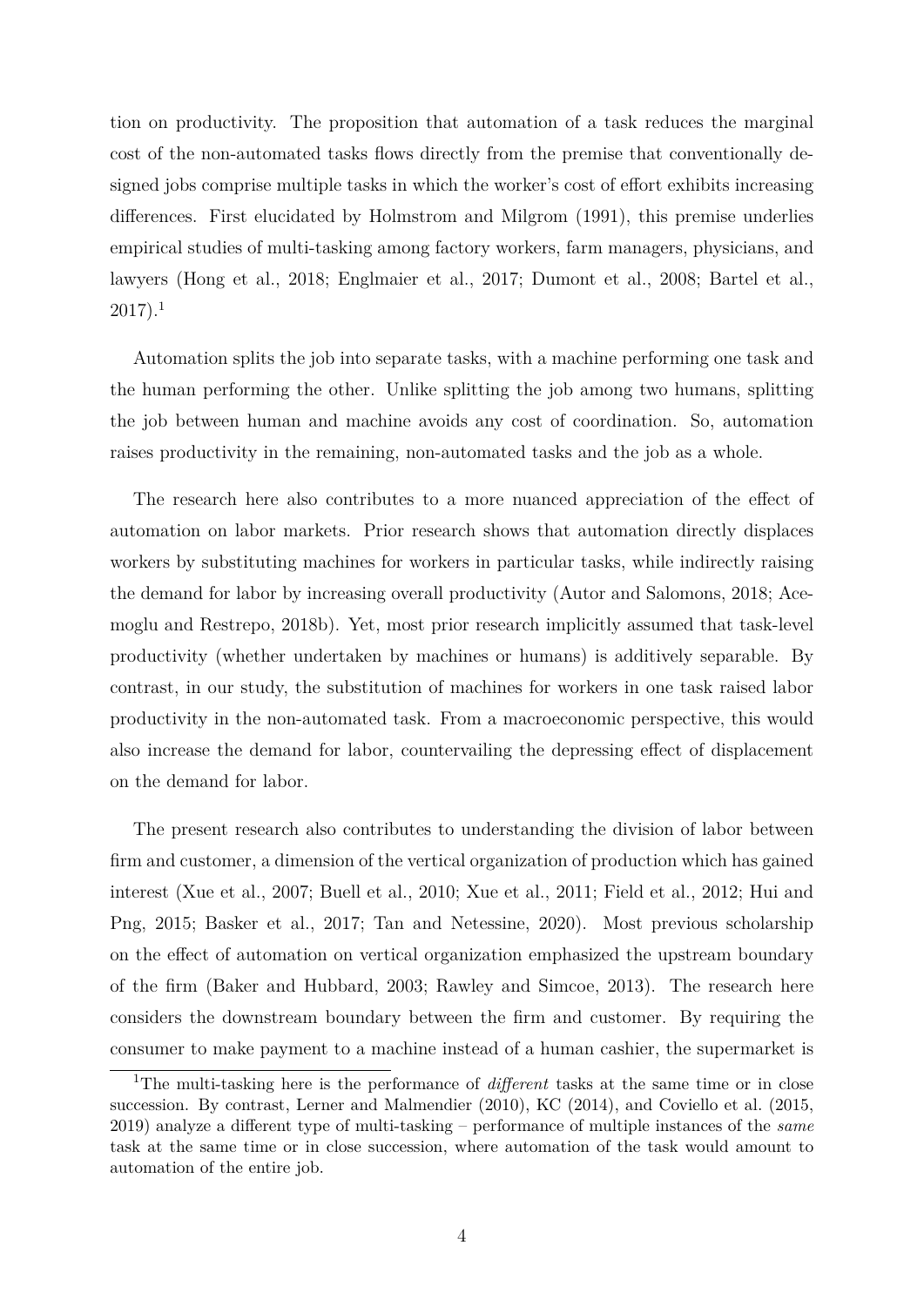tion on productivity. The proposition that automation of a task reduces the marginal cost of the non-automated tasks flows directly from the premise that conventionally designed jobs comprise multiple tasks in which the worker's cost of effort exhibits increasing differences. First elucidated by Holmstrom and Milgrom (1991), this premise underlies empirical studies of multi-tasking among factory workers, farm managers, physicians, and lawyers (Hong et al., 2018; Englmaier et al., 2017; Dumont et al., 2008; Bartel et al., 2017).[1]

Automation splits the job into separate tasks, with a machine performing one task and the human performing the other. Unlike splitting the job among two humans, splitting the job between human and machine avoids any cost of coordination. So, automation raises productivity in the remaining, non-automated tasks and the job as a whole.

The research here also contributes to a more nuanced appreciation of the effect of automation on labor markets. Prior research shows that automation directly displaces workers by substituting machines for workers in particular tasks, while indirectly raising the demand for labor by increasing overall productivity (Autor and Salomons, 2018; Acemoglu and Restrepo, 2018b). Yet, most prior research implicitly assumed that task-level productivity (whether undertaken by machines or humans) is additively separable. By contrast, in our study, the substitution of machines for workers in one task raised labor productivity in the non-automated task. From a macroeconomic perspective, this would also increase the demand for labor, countervailing the depressing effect of displacement on the demand for labor.

The present research also contributes to understanding the division of labor between firm and customer, a dimension of the vertical organization of production which has gained interest (Xue et al., 2007; Buell et al., 2010; Xue et al., 2011; Field et al., 2012; Hui and Png, 2015; Basker et al., 2017; Tan and Netessine, 2020). Most previous scholarship on the effect of automation on vertical organization emphasized the upstream boundary of the firm (Baker and Hubbard, 2003; Rawley and Simcoe, 2013). The research here considers the downstream boundary between the firm and customer. By requiring the consumer to make payment to a machine instead of a human cashier, the supermarket is

[1] The multi-tasking here is the performance of *different* tasks at the same time or in close succession. By contrast, Lerner and Malmendier (2010), KC (2014), and Coviello et al. (2015, 2019) analyze a different type of multi-tasking – performance of multiple instances of the *same* task at the same time or in close succession, where automation of the task would amount to automation of the entire job.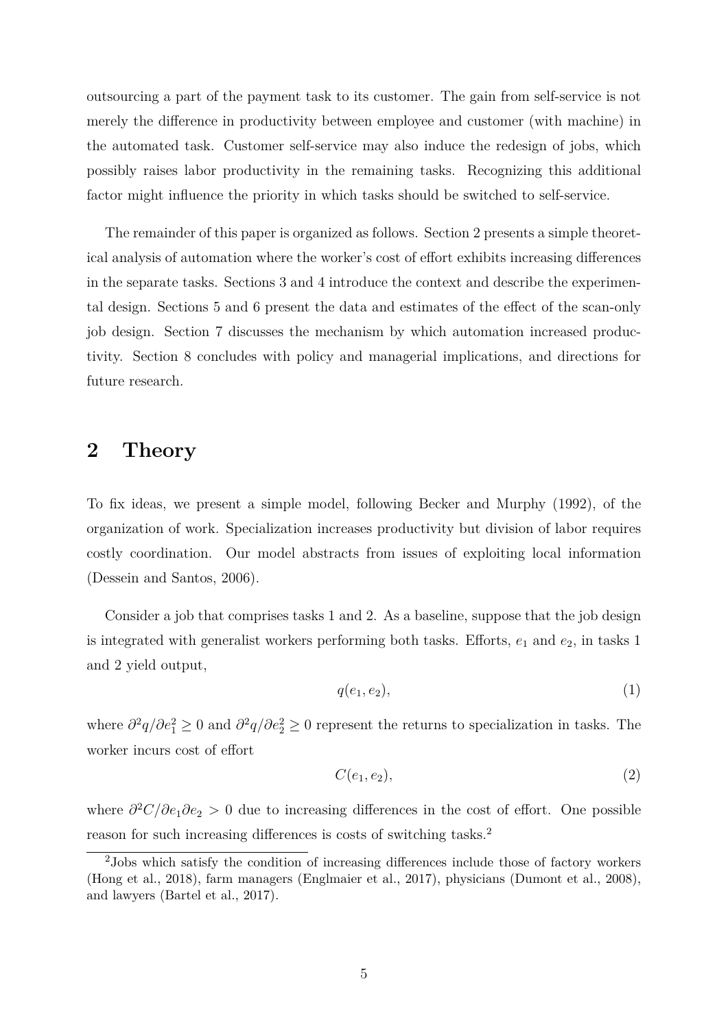outsourcing a part of the payment task to its customer. The gain from self-service is not merely the difference in productivity between employee and customer (with machine) in the automated task. Customer self-service may also induce the redesign of jobs, which possibly raises labor productivity in the remaining tasks. Recognizing this additional factor might influence the priority in which tasks should be switched to self-service.

The remainder of this paper is organized as follows. Section 2 presents a simple theoretical analysis of automation where the worker's cost of effort exhibits increasing differences in the separate tasks. Sections 3 and 4 introduce the context and describe the experimental design. Sections 5 and 6 present the data and estimates of the effect of the scan-only job design. Section 7 discusses the mechanism by which automation increased productivity. Section 8 concludes with policy and managerial implications, and directions for future research.

## 2 Theory

To fix ideas, we present a simple model, following Becker and Murphy (1992), of the organization of work. Specialization increases productivity but division of labor requires costly coordination. Our model abstracts from issues of exploiting local information (Dessein and Santos, 2006).

Consider a job that comprises tasks 1 and 2. As a baseline, suppose that the job design is integrated with generalist workers performing both tasks. Efforts, $e_1$ and $e_2$, in tasks 1 and 2 yield output,

$$q(e_1, e_2), \tag{1}$$

where $\partial^2 q / \partial e_1^2 \geq 0$ and $\partial^2 q / \partial e_2^2 \geq 0$ represent the returns to specialization in tasks. The worker incurs cost of effort

$$C(e_1, e_2), \tag{2}$$

where $\partial^2 C / \partial e_1 \partial e_2 > 0$ due to increasing differences in the cost of effort. One possible reason for such increasing differences is costs of switching tasks.[2]

[2] Jobs which satisfy the condition of increasing differences include those of factory workers (Hong et al., 2018), farm managers (Englmaier et al., 2017), physicians (Dumont et al., 2008), and lawyers (Bartel et al., 2017).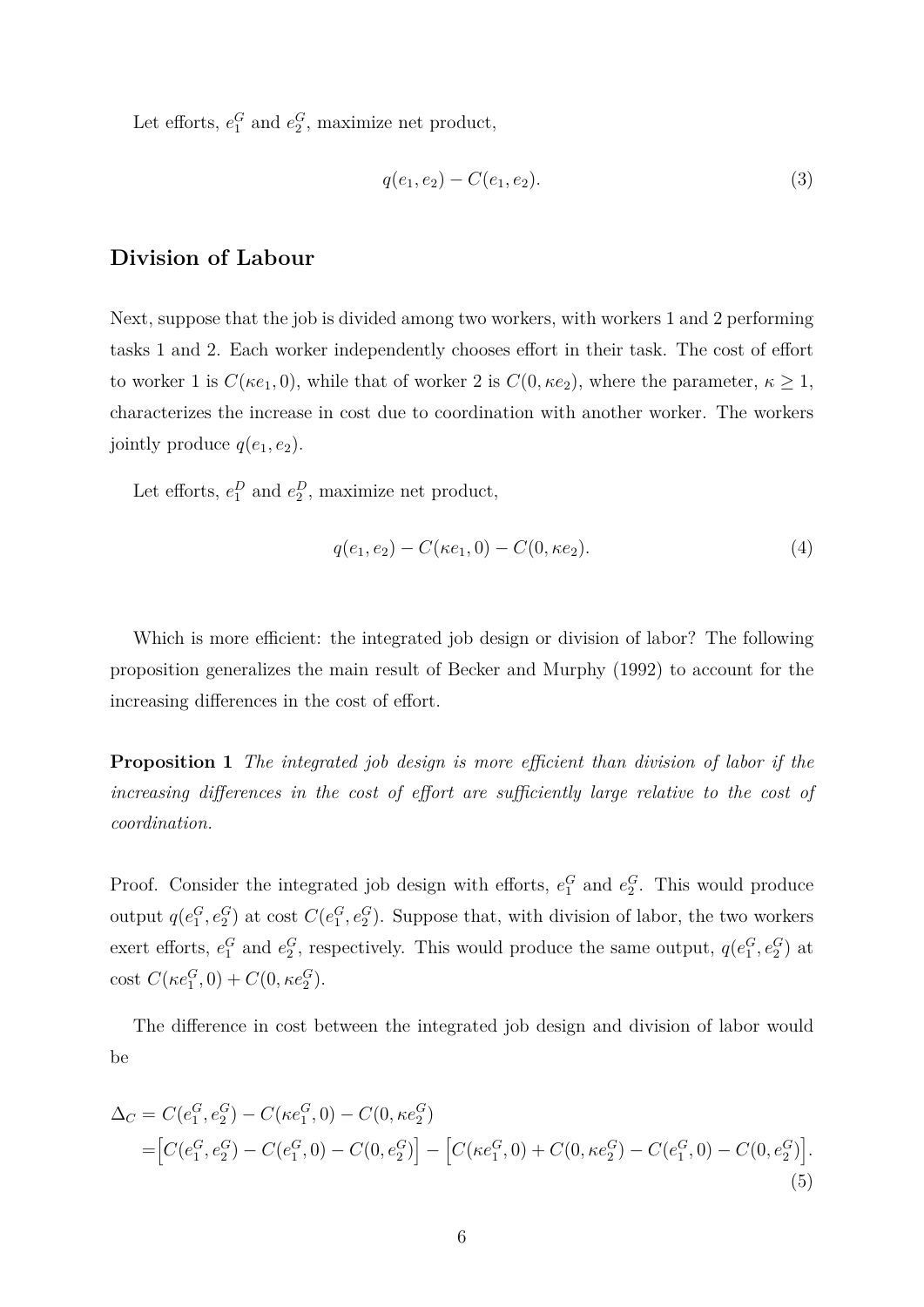Let efforts, $e_1^G$ and $e_2^G$, maximize net product,

$$q(e_1, e_2) - C(e_1, e_2). \tag{3}$$

## Division of Labour

Next, suppose that the job is divided among two workers, with workers 1 and 2 performing tasks 1 and 2. Each worker independently chooses effort in their task. The cost of effort to worker 1 is $C(\kappa e_1, 0)$, while that of worker 2 is $C(0, \kappa e_2)$, where the parameter, $\kappa \geq 1$, characterizes the increase in cost due to coordination with another worker. The workers jointly produce $q(e_1, e_2)$.

Let efforts, $e_1^D$ and $e_2^D$, maximize net product,

$$q(e_1, e_2) - C(\kappa e_1, 0) - C(0, \kappa e_2). \tag{4}$$

Which is more efficient: the integrated job design or division of labor? The following proposition generalizes the main result of Becker and Murphy (1992) to account for the increasing differences in the cost of effort.

**Proposition 1** *The integrated job design is more efficient than division of labor if the increasing differences in the cost of effort are sufficiently large relative to the cost of coordination.*

Proof. Consider the integrated job design with efforts, $e_1^G$ and $e_2^G$. This would produce output $q(e_1^G, e_2^G)$ at cost $C(e_1^G, e_2^G)$. Suppose that, with division of labor, the two workers exert efforts, $e_1^G$ and $e_2^G$, respectively. This would produce the same output, $q(e_1^G, e_2^G)$ at cost $C(\kappa e_1^G, 0) + C(0, \kappa e_2^G)$.

The difference in cost between the integrated job design and division of labor would be

$$\begin{aligned}
\Delta_C &= C(e_1^G, e_2^G) - C(\kappa e_1^G, 0) - C(0, \kappa e_2^G) \\
&= \Big[C(e_1^G, e_2^G) - C(e_1^G, 0) - C(0, e_2^G)\Big] - \Big[C(\kappa e_1^G, 0) + C(0, \kappa e_2^G) - C(e_1^G, 0) - C(0, e_2^G)\Big].
\end{aligned} \tag{5}$$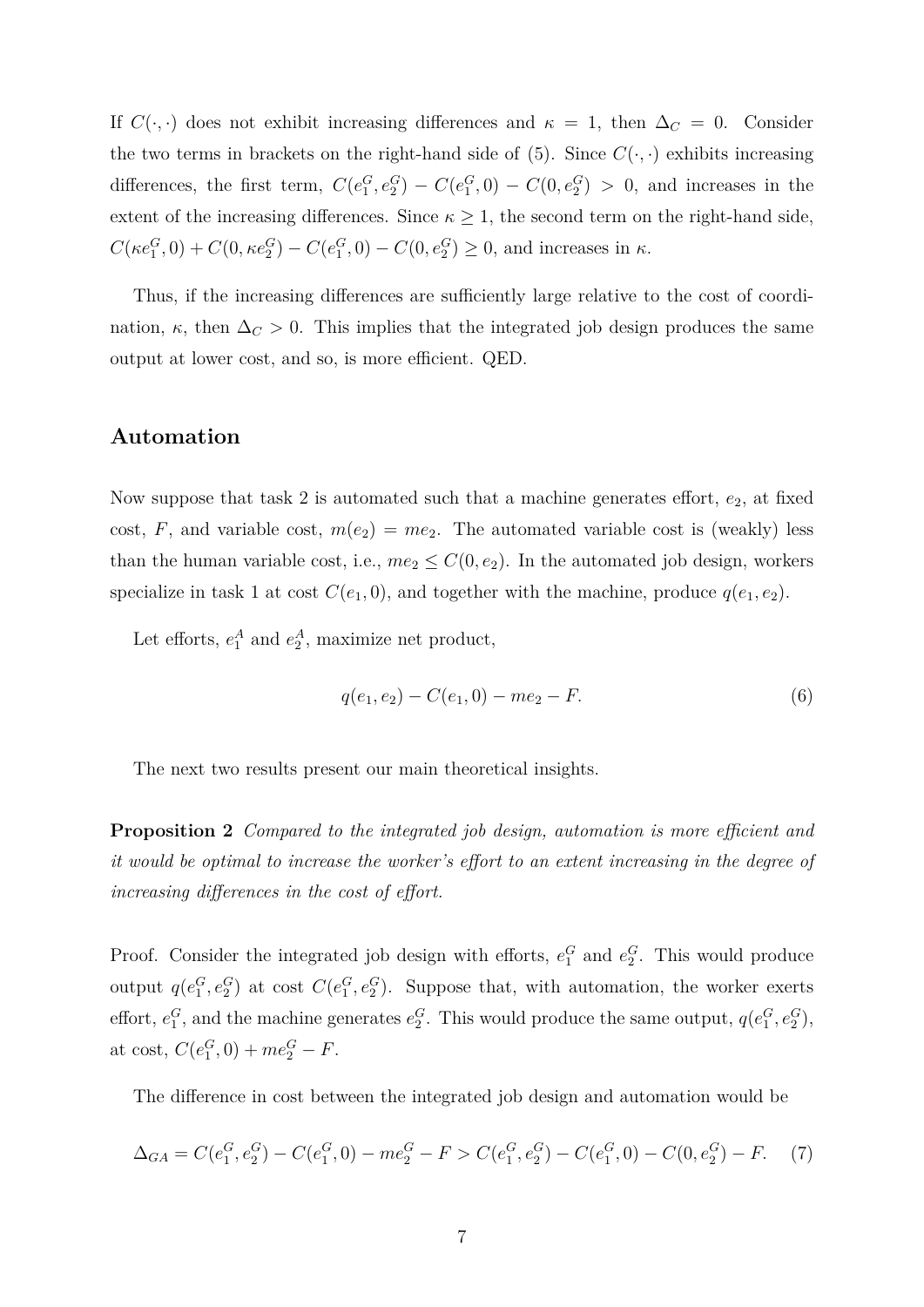If $C(\cdot,\cdot)$ does not exhibit increasing differences and $\kappa = 1$, then $\Delta_C = 0$. Consider the two terms in brackets on the right-hand side of (5). Since $C(\cdot,\cdot)$ exhibits increasing differences, the first term, $C(e_1^G, e_2^G) - C(e_1^G, 0) - C(0, e_2^G) > 0$, and increases in the extent of the increasing differences. Since $\kappa \geq 1$, the second term on the right-hand side, $C(\kappa e_1^G, 0) + C(0, \kappa e_2^G) - C(e_1^G, 0) - C(0, e_2^G) \geq 0$, and increases in $\kappa$.

Thus, if the increasing differences are sufficiently large relative to the cost of coordination, $\kappa$, then $\Delta_C > 0$. This implies that the integrated job design produces the same output at lower cost, and so, is more efficient. QED.

## Automation

Now suppose that task 2 is automated such that a machine generates effort, $e_2$, at fixed cost, $F$, and variable cost, $m(e_2) = me_2$. The automated variable cost is (weakly) less than the human variable cost, i.e., $me_2 \leq C(0, e_2)$. In the automated job design, workers specialize in task 1 at cost $C(e_1, 0)$, and together with the machine, produce $q(e_1, e_2)$.

Let efforts, $e_1^A$ and $e_2^A$, maximize net product,

$$q(e_1, e_2) - C(e_1, 0) - me_2 - F. \tag{6}$$

The next two results present our main theoretical insights.

**Proposition 2** *Compared to the integrated job design, automation is more efficient and it would be optimal to increase the worker's effort to an extent increasing in the degree of increasing differences in the cost of effort.*

Proof. Consider the integrated job design with efforts, $e_1^G$ and $e_2^G$. This would produce output $q(e_1^G, e_2^G)$ at cost $C(e_1^G, e_2^G)$. Suppose that, with automation, the worker exerts effort, $e_1^G$, and the machine generates $e_2^G$. This would produce the same output, $q(e_1^G, e_2^G)$, at cost, $C(e_1^G, 0) + me_2^G - F$.

The difference in cost between the integrated job design and automation would be

$$\Delta_{GA} = C(e_1^G, e_2^G) - C(e_1^G, 0) - me_2^G - F > C(e_1^G, e_2^G) - C(e_1^G, 0) - C(0, e_2^G) - F. \tag{7}$$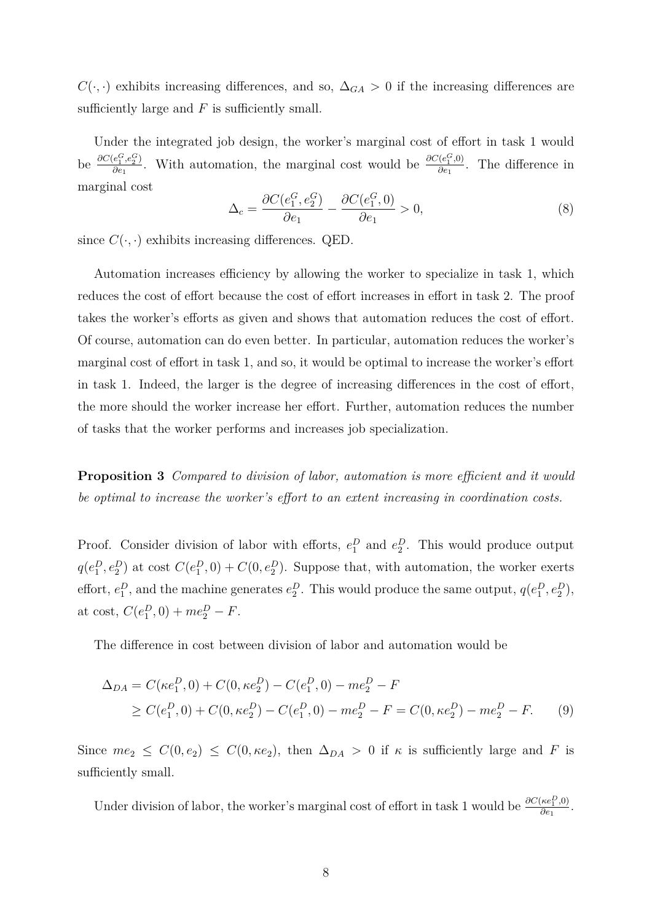$C(\cdot,\cdot)$ exhibits increasing differences, and so, $\Delta_{GA} > 0$ if the increasing differences are sufficiently large and $F$ is sufficiently small.

Under the integrated job design, the worker's marginal cost of effort in task 1 would be $\frac{\partial C(e_1^G, e_2^G)}{\partial e_1}$. With automation, the marginal cost would be $\frac{\partial C(e_1^G, 0)}{\partial e_1}$. The difference in marginal cost

$$\Delta_c = \frac{\partial C(e_1^G, e_2^G)}{\partial e_1} - \frac{\partial C(e_1^G, 0)}{\partial e_1} > 0, \tag{8}$$

since $C(\cdot,\cdot)$ exhibits increasing differences. QED.

Automation increases efficiency by allowing the worker to specialize in task 1, which reduces the cost of effort because the cost of effort increases in effort in task 2. The proof takes the worker's efforts as given and shows that automation reduces the cost of effort. Of course, automation can do even better. In particular, automation reduces the worker's marginal cost of effort in task 1, and so, it would be optimal to increase the worker's effort in task 1. Indeed, the larger is the degree of increasing differences in the cost of effort, the more should the worker increase her effort. Further, automation reduces the number of tasks that the worker performs and increases job specialization.

**Proposition 3** *Compared to division of labor, automation is more efficient and it would be optimal to increase the worker's effort to an extent increasing in coordination costs.*

Proof. Consider division of labor with efforts, $e_1^D$ and $e_2^D$. This would produce output $q(e_1^D, e_2^D)$ at cost $C(e_1^D, 0) + C(0, e_2^D)$. Suppose that, with automation, the worker exerts effort, $e_1^D$, and the machine generates $e_2^D$. This would produce the same output, $q(e_1^D, e_2^D)$, at cost, $C(e_1^D, 0) + me_2^D - F$.

The difference in cost between division of labor and automation would be

$$\begin{aligned}
\Delta_{DA} &= C(\kappa e_1^D, 0) + C(0, \kappa e_2^D) - C(e_1^D, 0) - me_2^D - F \\
&\geq C(e_1^D, 0) + C(0, \kappa e_2^D) - C(e_1^D, 0) - me_2^D - F = C(0, \kappa e_2^D) - me_2^D - F. \qquad (9)
\end{aligned}$$

Since $me_2 \leq C(0, e_2) \leq C(0, \kappa e_2)$, then $\Delta_{DA} > 0$ if $\kappa$ is sufficiently large and $F$ is sufficiently small.

Under division of labor, the worker's marginal cost of effort in task 1 would be $\frac{\partial C(\kappa e_1^D, 0)}{\partial e_1}$.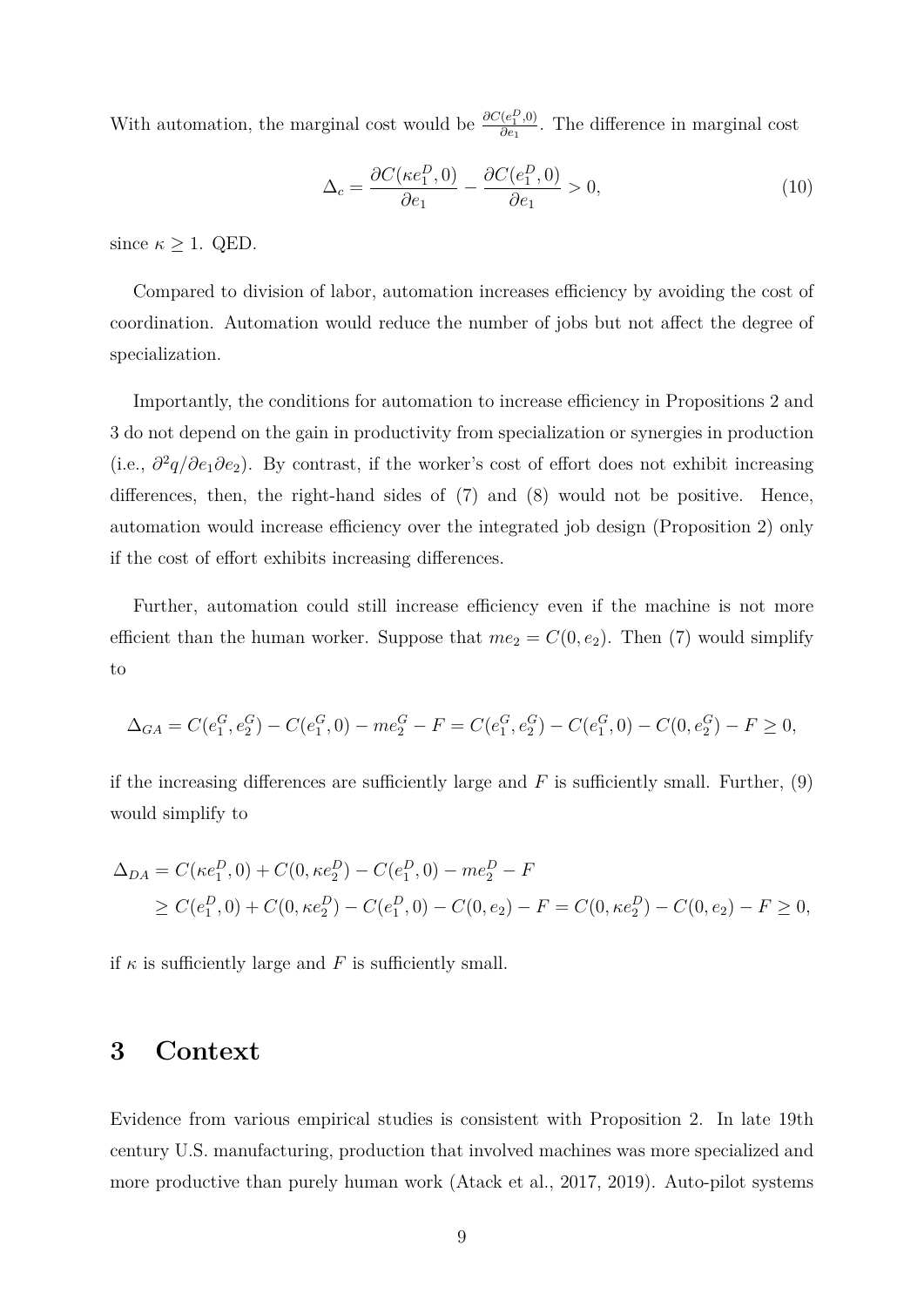With automation, the marginal cost would be $\frac{\partial C(e_1^D,0)}{\partial e_1}$. The difference in marginal cost

$$\Delta_c = \frac{\partial C(\kappa e_1^D, 0)}{\partial e_1} - \frac{\partial C(e_1^D, 0)}{\partial e_1} > 0, \tag{10}$$

since $\kappa \geq 1$. QED.

Compared to division of labor, automation increases efficiency by avoiding the cost of coordination. Automation would reduce the number of jobs but not affect the degree of specialization.

Importantly, the conditions for automation to increase efficiency in Propositions 2 and 3 do not depend on the gain in productivity from specialization or synergies in production (i.e., $\partial^2 q / \partial e_1 \partial e_2$). By contrast, if the worker's cost of effort does not exhibit increasing differences, then, the right-hand sides of (7) and (8) would not be positive. Hence, automation would increase efficiency over the integrated job design (Proposition 2) only if the cost of effort exhibits increasing differences.

Further, automation could still increase efficiency even if the machine is not more efficient than the human worker. Suppose that $me_2 = C(0, e_2)$. Then (7) would simplify to

$$\Delta_{GA} = C(e_1^G, e_2^G) - C(e_1^G, 0) - me_2^G - F = C(e_1^G, e_2^G) - C(e_1^G, 0) - C(0, e_2^G) - F \geq 0,$$

if the increasing differences are sufficiently large and $F$ is sufficiently small. Further, (9) would simplify to

$$\begin{aligned}\Delta_{DA} &= C(\kappa e_1^D, 0) + C(0, \kappa e_2^D) - C(e_1^D, 0) - me_2^D - F \\ &\geq C(e_1^D, 0) + C(0, \kappa e_2^D) - C(e_1^D, 0) - C(0, e_2) - F = C(0, \kappa e_2^D) - C(0, e_2) - F \geq 0,\end{aligned}$$

if $\kappa$ is sufficiently large and $F$ is sufficiently small.

# 3 Context

Evidence from various empirical studies is consistent with Proposition 2. In late 19th century U.S. manufacturing, production that involved machines was more specialized and more productive than purely human work (Atack et al., 2017, 2019). Auto-pilot systems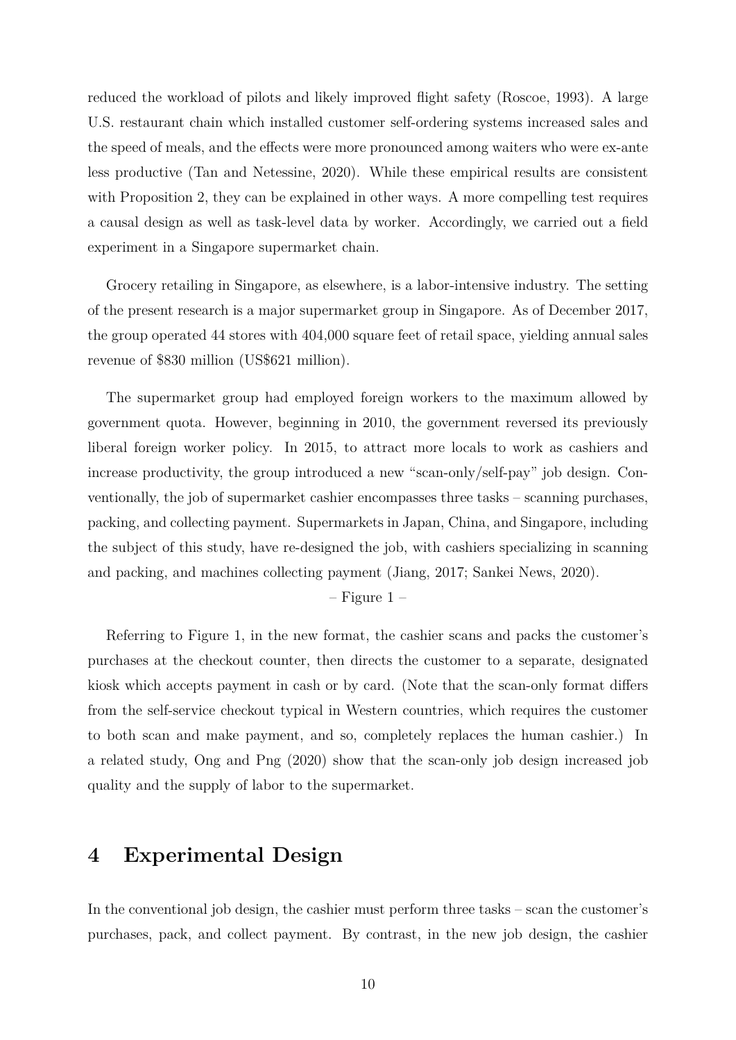reduced the workload of pilots and likely improved flight safety (Roscoe, 1993). A large U.S. restaurant chain which installed customer self-ordering systems increased sales and the speed of meals, and the effects were more pronounced among waiters who were ex-ante less productive (Tan and Netessine, 2020). While these empirical results are consistent with Proposition 2, they can be explained in other ways. A more compelling test requires a causal design as well as task-level data by worker. Accordingly, we carried out a field experiment in a Singapore supermarket chain.

Grocery retailing in Singapore, as elsewhere, is a labor-intensive industry. The setting of the present research is a major supermarket group in Singapore. As of December 2017, the group operated 44 stores with 404,000 square feet of retail space, yielding annual sales revenue of $830 million (US$621 million).

The supermarket group had employed foreign workers to the maximum allowed by government quota. However, beginning in 2010, the government reversed its previously liberal foreign worker policy. In 2015, to attract more locals to work as cashiers and increase productivity, the group introduced a new "scan-only/self-pay" job design. Conventionally, the job of supermarket cashier encompasses three tasks – scanning purchases, packing, and collecting payment. Supermarkets in Japan, China, and Singapore, including the subject of this study, have re-designed the job, with cashiers specializing in scanning and packing, and machines collecting payment (Jiang, 2017; Sankei News, 2020).

– Figure 1 –

Referring to Figure 1, in the new format, the cashier scans and packs the customer's purchases at the checkout counter, then directs the customer to a separate, designated kiosk which accepts payment in cash or by card. (Note that the scan-only format differs from the self-service checkout typical in Western countries, which requires the customer to both scan and make payment, and so, completely replaces the human cashier.) In a related study, Ong and Png (2020) show that the scan-only job design increased job quality and the supply of labor to the supermarket.

## 4 Experimental Design

In the conventional job design, the cashier must perform three tasks – scan the customer's purchases, pack, and collect payment. By contrast, in the new job design, the cashier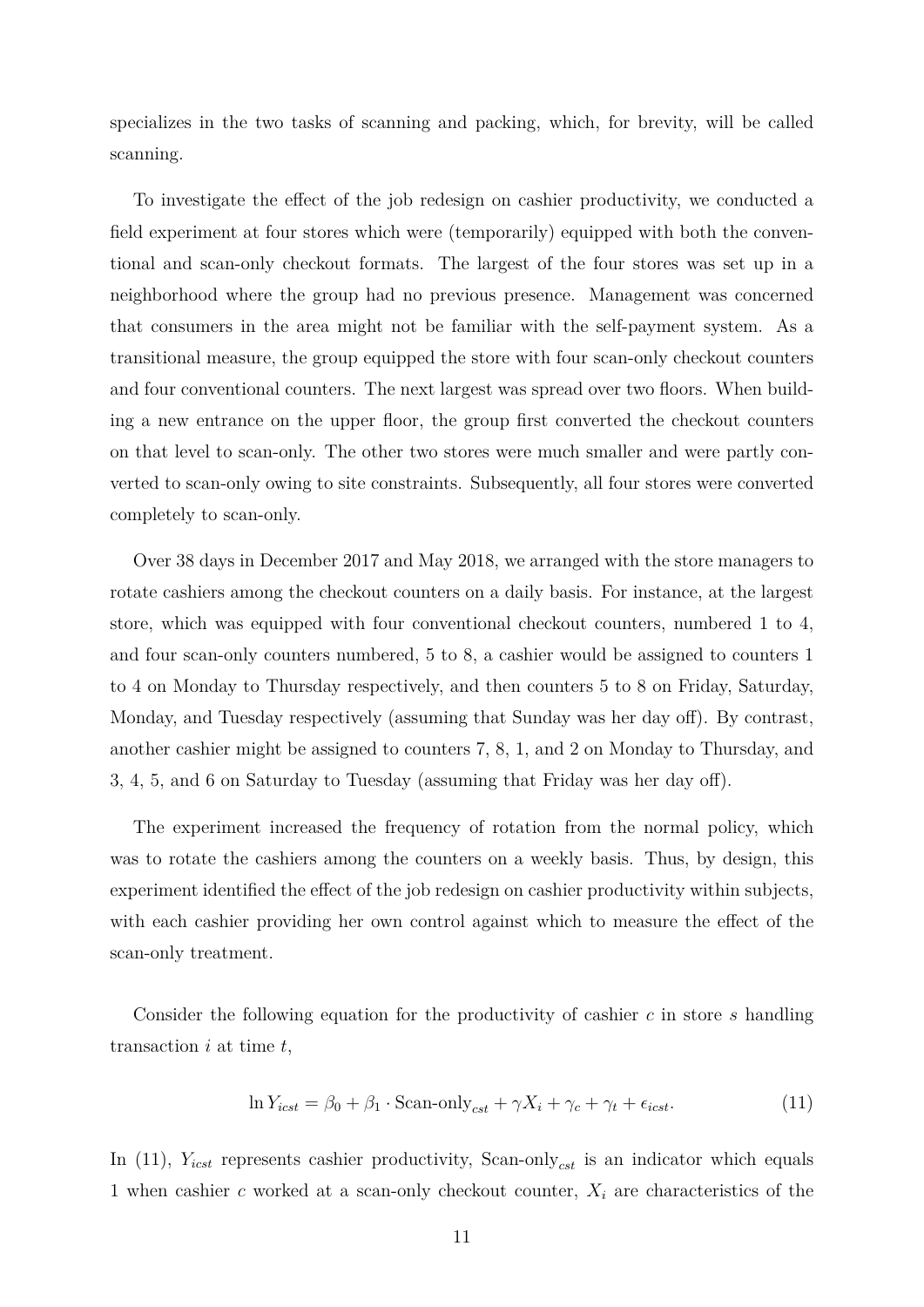specializes in the two tasks of scanning and packing, which, for brevity, will be called scanning.

To investigate the effect of the job redesign on cashier productivity, we conducted a field experiment at four stores which were (temporarily) equipped with both the conventional and scan-only checkout formats. The largest of the four stores was set up in a neighborhood where the group had no previous presence. Management was concerned that consumers in the area might not be familiar with the self-payment system. As a transitional measure, the group equipped the store with four scan-only checkout counters and four conventional counters. The next largest was spread over two floors. When building a new entrance on the upper floor, the group first converted the checkout counters on that level to scan-only. The other two stores were much smaller and were partly converted to scan-only owing to site constraints. Subsequently, all four stores were converted completely to scan-only.

Over 38 days in December 2017 and May 2018, we arranged with the store managers to rotate cashiers among the checkout counters on a daily basis. For instance, at the largest store, which was equipped with four conventional checkout counters, numbered 1 to 4, and four scan-only counters numbered, 5 to 8, a cashier would be assigned to counters 1 to 4 on Monday to Thursday respectively, and then counters 5 to 8 on Friday, Saturday, Monday, and Tuesday respectively (assuming that Sunday was her day off). By contrast, another cashier might be assigned to counters 7, 8, 1, and 2 on Monday to Thursday, and 3, 4, 5, and 6 on Saturday to Tuesday (assuming that Friday was her day off).

The experiment increased the frequency of rotation from the normal policy, which was to rotate the cashiers among the counters on a weekly basis. Thus, by design, this experiment identified the effect of the job redesign on cashier productivity within subjects, with each cashier providing her own control against which to measure the effect of the scan-only treatment.

Consider the following equation for the productivity of cashier $c$ in store $s$ handling transaction $i$ at time $t$,

$$\ln Y_{icst} = \beta_0 + \beta_1 \cdot \text{Scan-only}_{cst} + \gamma X_i + \gamma_c + \gamma_t + \epsilon_{icst}. \tag{11}$$

In (11), $Y_{icst}$ represents cashier productivity, $\text{Scan-only}_{cst}$ is an indicator which equals 1 when cashier $c$ worked at a scan-only checkout counter, $X_i$ are characteristics of the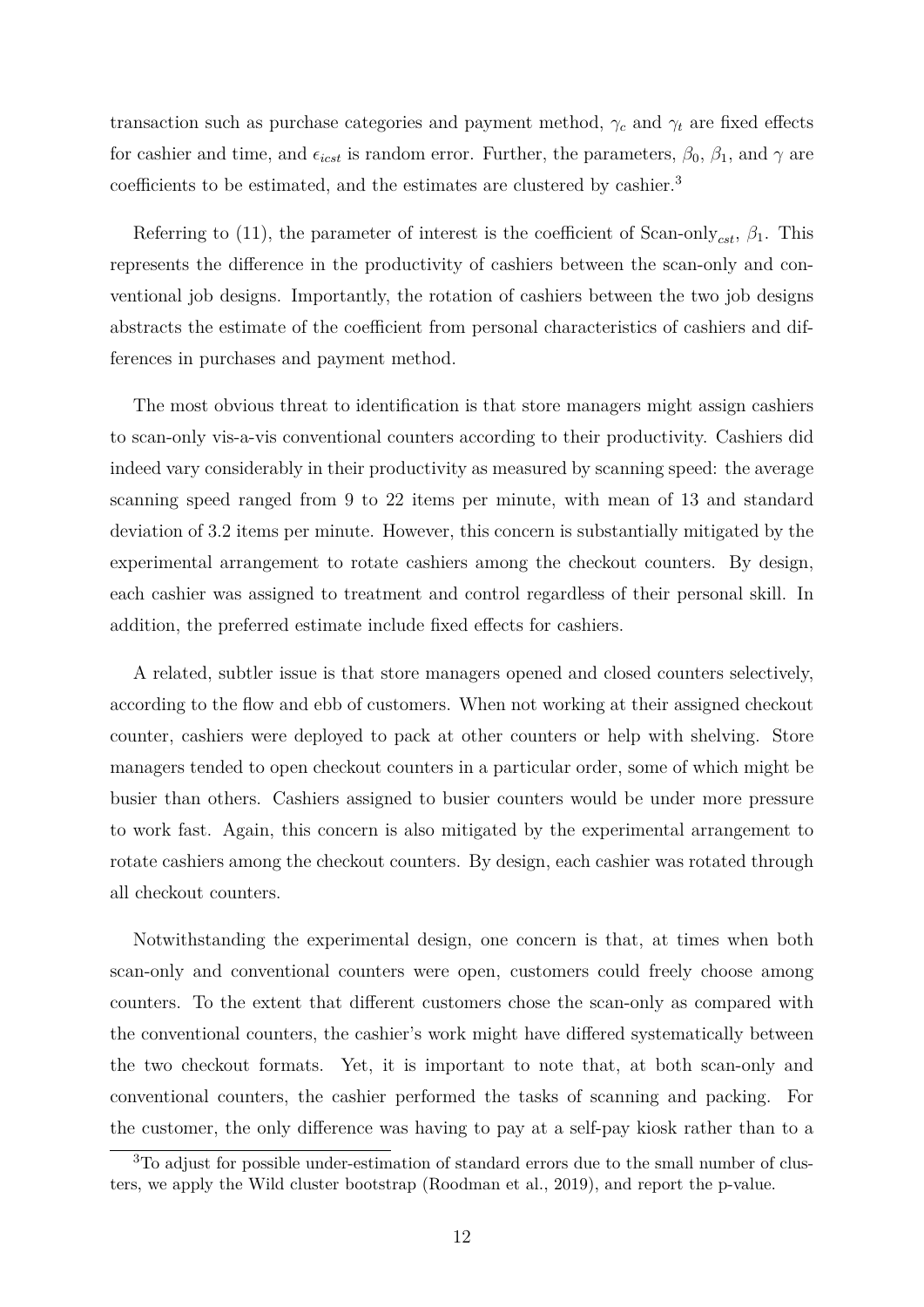transaction such as purchase categories and payment method, $\gamma_c$ and $\gamma_t$ are fixed effects for cashier and time, and $\epsilon_{icst}$ is random error. Further, the parameters, $\beta_0$, $\beta_1$, and $\gamma$ are coefficients to be estimated, and the estimates are clustered by cashier.[3]

Referring to (11), the parameter of interest is the coefficient of Scan-only$_{cst}$, $\beta_1$. This represents the difference in the productivity of cashiers between the scan-only and conventional job designs. Importantly, the rotation of cashiers between the two job designs abstracts the estimate of the coefficient from personal characteristics of cashiers and differences in purchases and payment method.

The most obvious threat to identification is that store managers might assign cashiers to scan-only vis-a-vis conventional counters according to their productivity. Cashiers did indeed vary considerably in their productivity as measured by scanning speed: the average scanning speed ranged from 9 to 22 items per minute, with mean of 13 and standard deviation of 3.2 items per minute. However, this concern is substantially mitigated by the experimental arrangement to rotate cashiers among the checkout counters. By design, each cashier was assigned to treatment and control regardless of their personal skill. In addition, the preferred estimate include fixed effects for cashiers.

A related, subtler issue is that store managers opened and closed counters selectively, according to the flow and ebb of customers. When not working at their assigned checkout counter, cashiers were deployed to pack at other counters or help with shelving. Store managers tended to open checkout counters in a particular order, some of which might be busier than others. Cashiers assigned to busier counters would be under more pressure to work fast. Again, this concern is also mitigated by the experimental arrangement to rotate cashiers among the checkout counters. By design, each cashier was rotated through all checkout counters.

Notwithstanding the experimental design, one concern is that, at times when both scan-only and conventional counters were open, customers could freely choose among counters. To the extent that different customers chose the scan-only as compared with the conventional counters, the cashier's work might have differed systematically between the two checkout formats. Yet, it is important to note that, at both scan-only and conventional counters, the cashier performed the tasks of scanning and packing. For the customer, the only difference was having to pay at a self-pay kiosk rather than to a

[3] To adjust for possible under-estimation of standard errors due to the small number of clusters, we apply the Wild cluster bootstrap (Roodman et al., 2019), and report the p-value.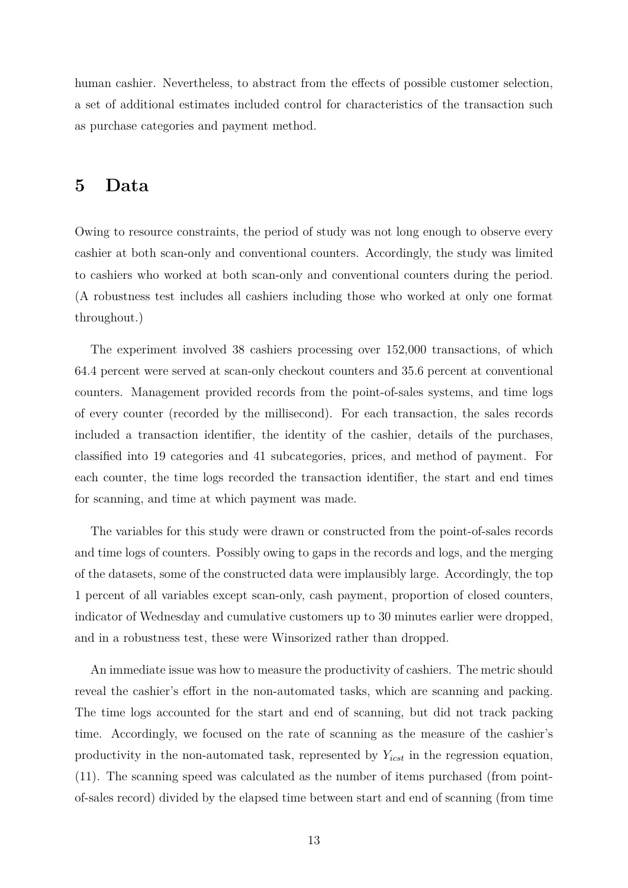human cashier. Nevertheless, to abstract from the effects of possible customer selection, a set of additional estimates included control for characteristics of the transaction such as purchase categories and payment method.

# 5 Data

Owing to resource constraints, the period of study was not long enough to observe every cashier at both scan-only and conventional counters. Accordingly, the study was limited to cashiers who worked at both scan-only and conventional counters during the period. (A robustness test includes all cashiers including those who worked at only one format throughout.)

The experiment involved 38 cashiers processing over 152,000 transactions, of which 64.4 percent were served at scan-only checkout counters and 35.6 percent at conventional counters. Management provided records from the point-of-sales systems, and time logs of every counter (recorded by the millisecond). For each transaction, the sales records included a transaction identifier, the identity of the cashier, details of the purchases, classified into 19 categories and 41 subcategories, prices, and method of payment. For each counter, the time logs recorded the transaction identifier, the start and end times for scanning, and time at which payment was made.

The variables for this study were drawn or constructed from the point-of-sales records and time logs of counters. Possibly owing to gaps in the records and logs, and the merging of the datasets, some of the constructed data were implausibly large. Accordingly, the top 1 percent of all variables except scan-only, cash payment, proportion of closed counters, indicator of Wednesday and cumulative customers up to 30 minutes earlier were dropped, and in a robustness test, these were Winsorized rather than dropped.

An immediate issue was how to measure the productivity of cashiers. The metric should reveal the cashier's effort in the non-automated tasks, which are scanning and packing. The time logs accounted for the start and end of scanning, but did not track packing time. Accordingly, we focused on the rate of scanning as the measure of the cashier's productivity in the non-automated task, represented by $Y_{icst}$ in the regression equation, (11). The scanning speed was calculated as the number of items purchased (from point-of-sales record) divided by the elapsed time between start and end of scanning (from time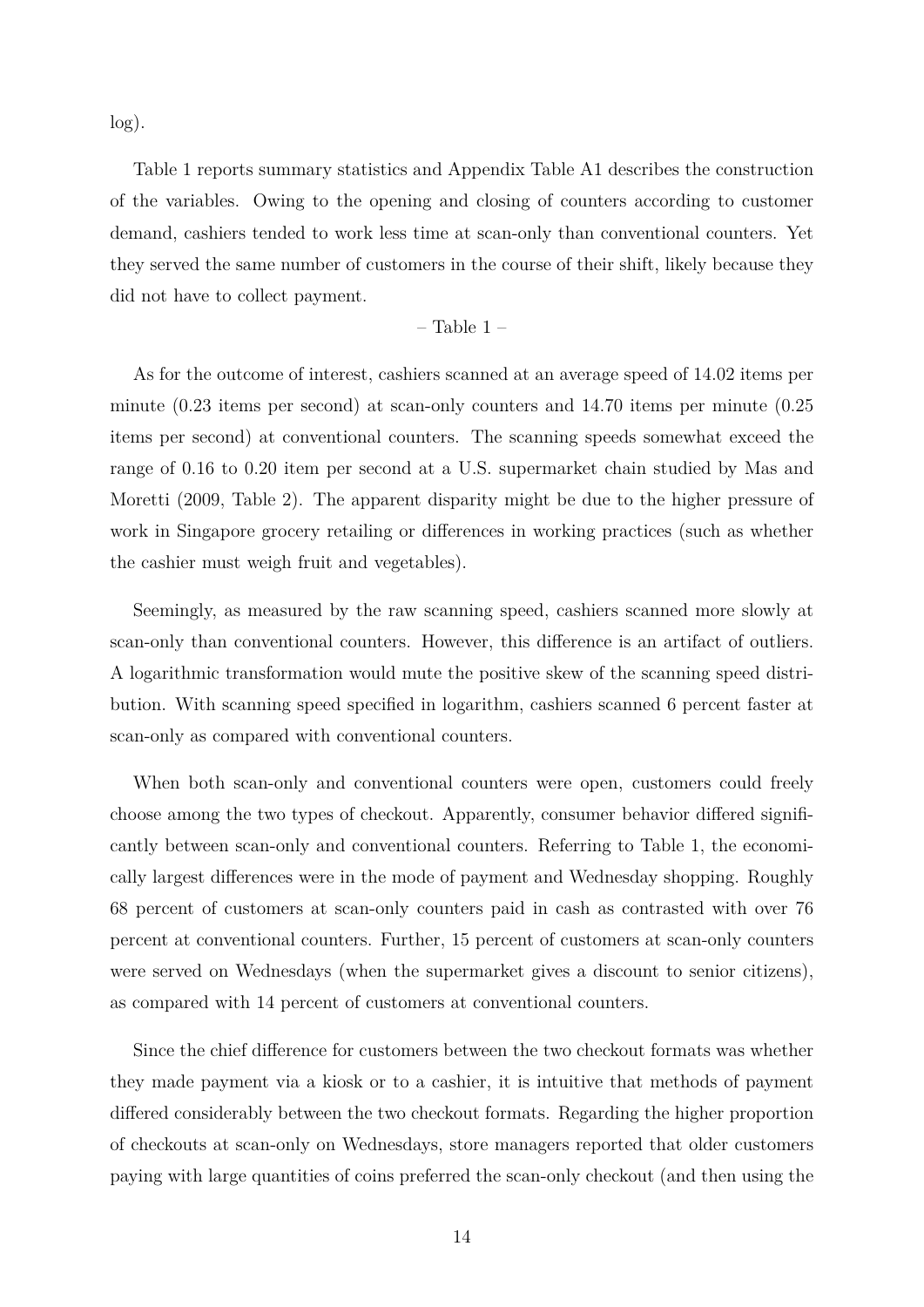log).

Table 1 reports summary statistics and Appendix Table A1 describes the construction of the variables. Owing to the opening and closing of counters according to customer demand, cashiers tended to work less time at scan-only than conventional counters. Yet they served the same number of customers in the course of their shift, likely because they did not have to collect payment.

– Table 1 –

As for the outcome of interest, cashiers scanned at an average speed of 14.02 items per minute (0.23 items per second) at scan-only counters and 14.70 items per minute (0.25 items per second) at conventional counters. The scanning speeds somewhat exceed the range of 0.16 to 0.20 item per second at a U.S. supermarket chain studied by Mas and Moretti (2009, Table 2). The apparent disparity might be due to the higher pressure of work in Singapore grocery retailing or differences in working practices (such as whether the cashier must weigh fruit and vegetables).

Seemingly, as measured by the raw scanning speed, cashiers scanned more slowly at scan-only than conventional counters. However, this difference is an artifact of outliers. A logarithmic transformation would mute the positive skew of the scanning speed distribution. With scanning speed specified in logarithm, cashiers scanned 6 percent faster at scan-only as compared with conventional counters.

When both scan-only and conventional counters were open, customers could freely choose among the two types of checkout. Apparently, consumer behavior differed significantly between scan-only and conventional counters. Referring to Table 1, the economically largest differences were in the mode of payment and Wednesday shopping. Roughly 68 percent of customers at scan-only counters paid in cash as contrasted with over 76 percent at conventional counters. Further, 15 percent of customers at scan-only counters were served on Wednesdays (when the supermarket gives a discount to senior citizens), as compared with 14 percent of customers at conventional counters.

Since the chief difference for customers between the two checkout formats was whether they made payment via a kiosk or to a cashier, it is intuitive that methods of payment differed considerably between the two checkout formats. Regarding the higher proportion of checkouts at scan-only on Wednesdays, store managers reported that older customers paying with large quantities of coins preferred the scan-only checkout (and then using the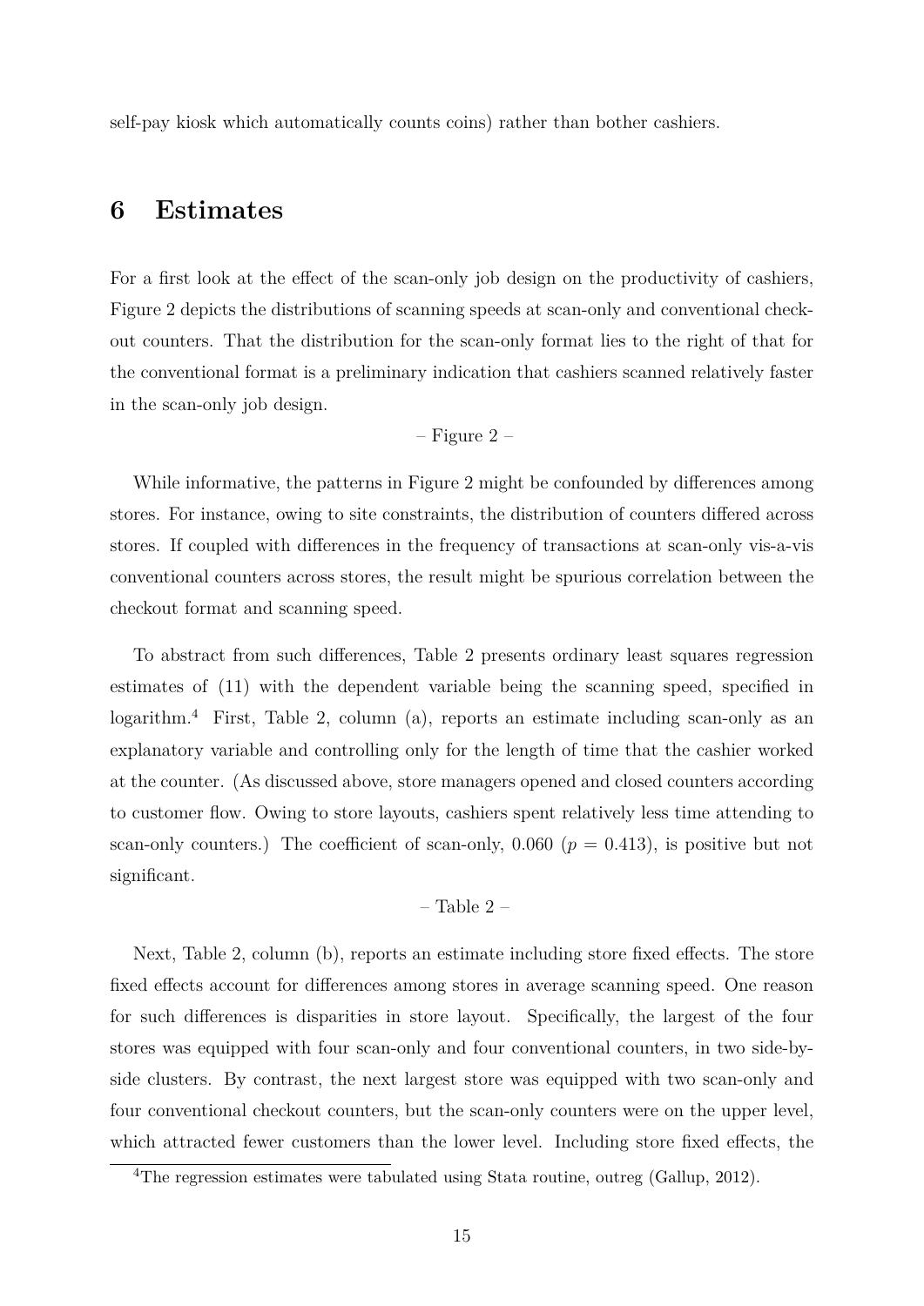self-pay kiosk which automatically counts coins) rather than bother cashiers.

# 6 Estimates

For a first look at the effect of the scan-only job design on the productivity of cashiers, Figure 2 depicts the distributions of scanning speeds at scan-only and conventional checkout counters. That the distribution for the scan-only format lies to the right of that for the conventional format is a preliminary indication that cashiers scanned relatively faster in the scan-only job design.

– Figure 2 –

While informative, the patterns in Figure 2 might be confounded by differences among stores. For instance, owing to site constraints, the distribution of counters differed across stores. If coupled with differences in the frequency of transactions at scan-only vis-a-vis conventional counters across stores, the result might be spurious correlation between the checkout format and scanning speed.

To abstract from such differences, Table 2 presents ordinary least squares regression estimates of (11) with the dependent variable being the scanning speed, specified in logarithm.[4] First, Table 2, column (a), reports an estimate including scan-only as an explanatory variable and controlling only for the length of time that the cashier worked at the counter. (As discussed above, store managers opened and closed counters according to customer flow. Owing to store layouts, cashiers spent relatively less time attending to scan-only counters.) The coefficient of scan-only, 0.060 ($p = 0.413$), is positive but not significant.

– Table 2 –

Next, Table 2, column (b), reports an estimate including store fixed effects. The store fixed effects account for differences among stores in average scanning speed. One reason for such differences is disparities in store layout. Specifically, the largest of the four stores was equipped with four scan-only and four conventional counters, in two side-by-side clusters. By contrast, the next largest store was equipped with two scan-only and four conventional checkout counters, but the scan-only counters were on the upper level, which attracted fewer customers than the lower level. Including store fixed effects, the

[4]The regression estimates were tabulated using Stata routine, outreg (Gallup, 2012).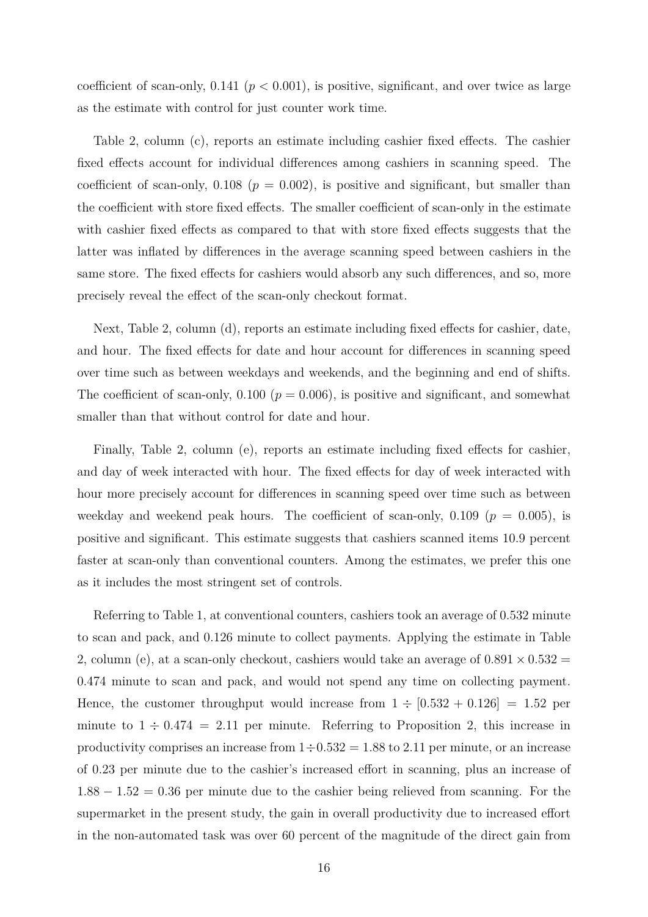coefficient of scan-only, 0.141 ($p < 0.001$), is positive, significant, and over twice as large as the estimate with control for just counter work time.

Table 2, column (c), reports an estimate including cashier fixed effects. The cashier fixed effects account for individual differences among cashiers in scanning speed. The coefficient of scan-only, 0.108 ($p = 0.002$), is positive and significant, but smaller than the coefficient with store fixed effects. The smaller coefficient of scan-only in the estimate with cashier fixed effects as compared to that with store fixed effects suggests that the latter was inflated by differences in the average scanning speed between cashiers in the same store. The fixed effects for cashiers would absorb any such differences, and so, more precisely reveal the effect of the scan-only checkout format.

Next, Table 2, column (d), reports an estimate including fixed effects for cashier, date, and hour. The fixed effects for date and hour account for differences in scanning speed over time such as between weekdays and weekends, and the beginning and end of shifts. The coefficient of scan-only, 0.100 ($p = 0.006$), is positive and significant, and somewhat smaller than that without control for date and hour.

Finally, Table 2, column (e), reports an estimate including fixed effects for cashier, and day of week interacted with hour. The fixed effects for day of week interacted with hour more precisely account for differences in scanning speed over time such as between weekday and weekend peak hours. The coefficient of scan-only, 0.109 ($p = 0.005$), is positive and significant. This estimate suggests that cashiers scanned items 10.9 percent faster at scan-only than conventional counters. Among the estimates, we prefer this one as it includes the most stringent set of controls.

Referring to Table 1, at conventional counters, cashiers took an average of 0.532 minute to scan and pack, and 0.126 minute to collect payments. Applying the estimate in Table 2, column (e), at a scan-only checkout, cashiers would take an average of $0.891 \times 0.532 = 0.474$ minute to scan and pack, and would not spend any time on collecting payment. Hence, the customer throughput would increase from $1 \div [0.532 + 0.126] = 1.52$ per minute to $1 \div 0.474 = 2.11$ per minute. Referring to Proposition 2, this increase in productivity comprises an increase from $1 \div 0.532 = 1.88$ to 2.11 per minute, or an increase of 0.23 per minute due to the cashier's increased effort in scanning, plus an increase of $1.88 - 1.52 = 0.36$ per minute due to the cashier being relieved from scanning. For the supermarket in the present study, the gain in overall productivity due to increased effort in the non-automated task was over 60 percent of the magnitude of the direct gain from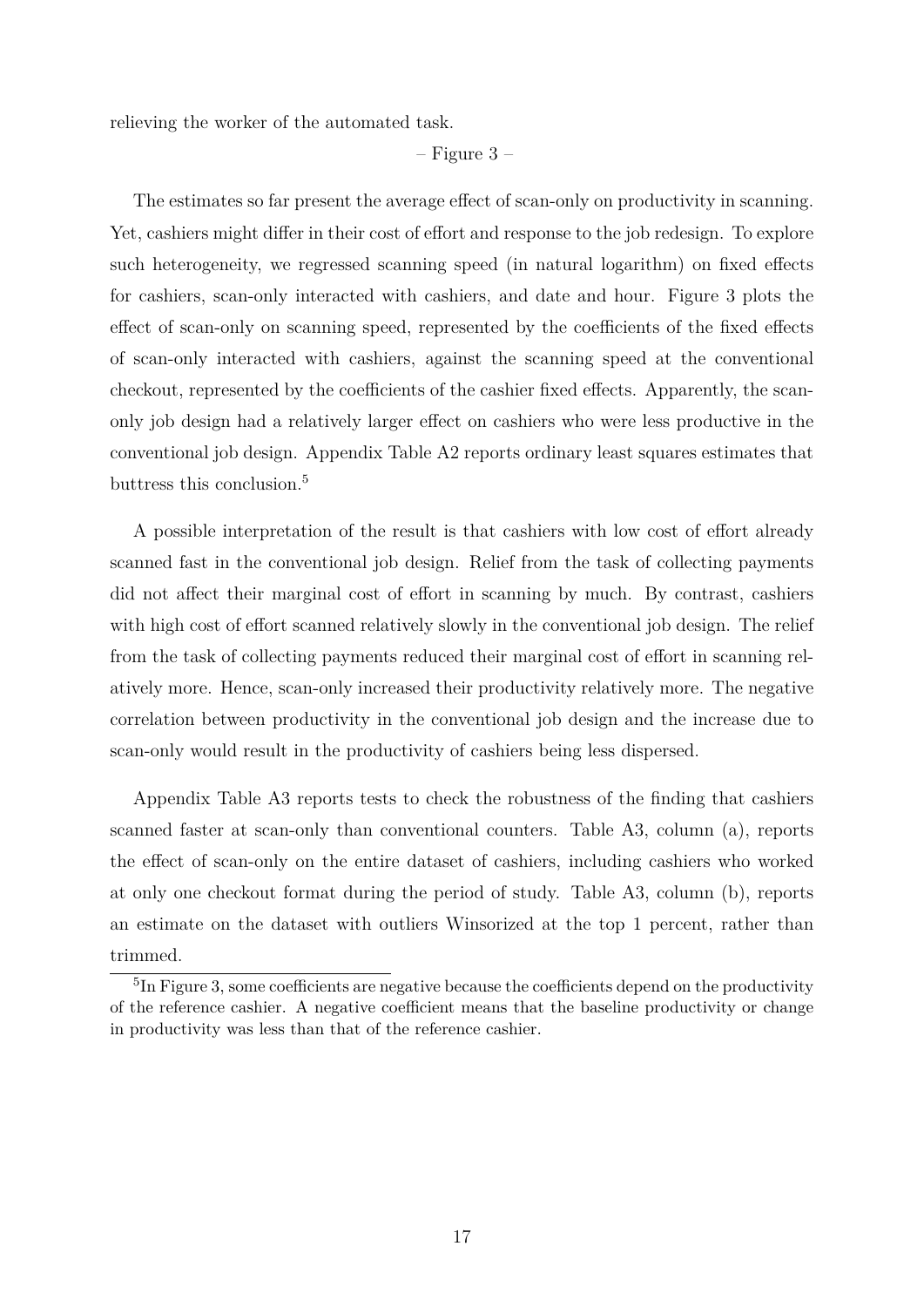relieving the worker of the automated task.

– Figure 3 –

The estimates so far present the average effect of scan-only on productivity in scanning. Yet, cashiers might differ in their cost of effort and response to the job redesign. To explore such heterogeneity, we regressed scanning speed (in natural logarithm) on fixed effects for cashiers, scan-only interacted with cashiers, and date and hour. Figure 3 plots the effect of scan-only on scanning speed, represented by the coefficients of the fixed effects of scan-only interacted with cashiers, against the scanning speed at the conventional checkout, represented by the coefficients of the cashier fixed effects. Apparently, the scan-only job design had a relatively larger effect on cashiers who were less productive in the conventional job design. Appendix Table A2 reports ordinary least squares estimates that buttress this conclusion.[5]

A possible interpretation of the result is that cashiers with low cost of effort already scanned fast in the conventional job design. Relief from the task of collecting payments did not affect their marginal cost of effort in scanning by much. By contrast, cashiers with high cost of effort scanned relatively slowly in the conventional job design. The relief from the task of collecting payments reduced their marginal cost of effort in scanning relatively more. Hence, scan-only increased their productivity relatively more. The negative correlation between productivity in the conventional job design and the increase due to scan-only would result in the productivity of cashiers being less dispersed.

Appendix Table A3 reports tests to check the robustness of the finding that cashiers scanned faster at scan-only than conventional counters. Table A3, column (a), reports the effect of scan-only on the entire dataset of cashiers, including cashiers who worked at only one checkout format during the period of study. Table A3, column (b), reports an estimate on the dataset with outliers Winsorized at the top 1 percent, rather than trimmed.

[5] In Figure 3, some coefficients are negative because the coefficients depend on the productivity of the reference cashier. A negative coefficient means that the baseline productivity or change in productivity was less than that of the reference cashier.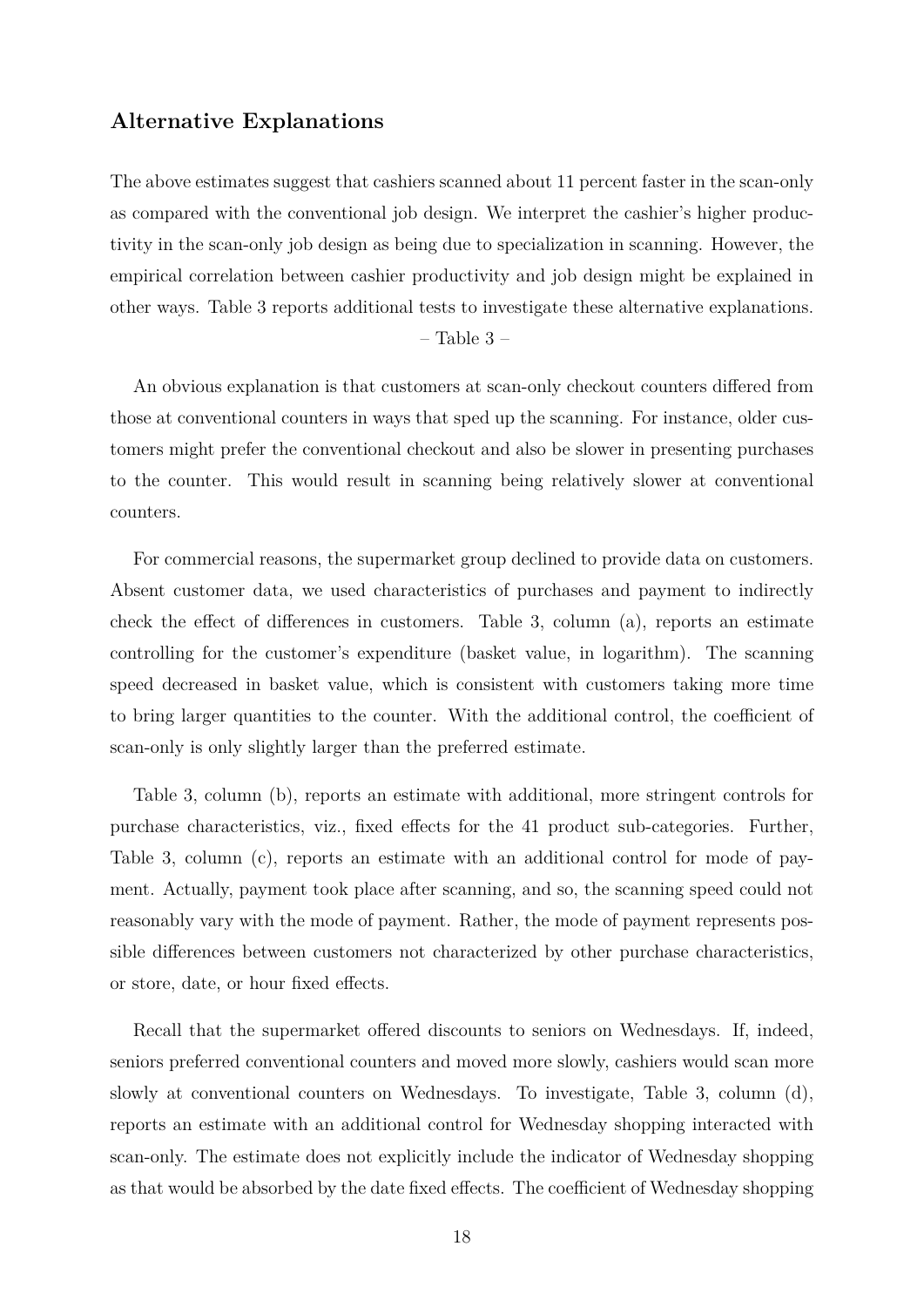## Alternative Explanations

The above estimates suggest that cashiers scanned about 11 percent faster in the scan-only as compared with the conventional job design. We interpret the cashier's higher productivity in the scan-only job design as being due to specialization in scanning. However, the empirical correlation between cashier productivity and job design might be explained in other ways. Table 3 reports additional tests to investigate these alternative explanations.

– Table 3 –

An obvious explanation is that customers at scan-only checkout counters differed from those at conventional counters in ways that sped up the scanning. For instance, older customers might prefer the conventional checkout and also be slower in presenting purchases to the counter. This would result in scanning being relatively slower at conventional counters.

For commercial reasons, the supermarket group declined to provide data on customers. Absent customer data, we used characteristics of purchases and payment to indirectly check the effect of differences in customers. Table 3, column (a), reports an estimate controlling for the customer's expenditure (basket value, in logarithm). The scanning speed decreased in basket value, which is consistent with customers taking more time to bring larger quantities to the counter. With the additional control, the coefficient of scan-only is only slightly larger than the preferred estimate.

Table 3, column (b), reports an estimate with additional, more stringent controls for purchase characteristics, viz., fixed effects for the 41 product sub-categories. Further, Table 3, column (c), reports an estimate with an additional control for mode of payment. Actually, payment took place after scanning, and so, the scanning speed could not reasonably vary with the mode of payment. Rather, the mode of payment represents possible differences between customers not characterized by other purchase characteristics, or store, date, or hour fixed effects.

Recall that the supermarket offered discounts to seniors on Wednesdays. If, indeed, seniors preferred conventional counters and moved more slowly, cashiers would scan more slowly at conventional counters on Wednesdays. To investigate, Table 3, column (d), reports an estimate with an additional control for Wednesday shopping interacted with scan-only. The estimate does not explicitly include the indicator of Wednesday shopping as that would be absorbed by the date fixed effects. The coefficient of Wednesday shopping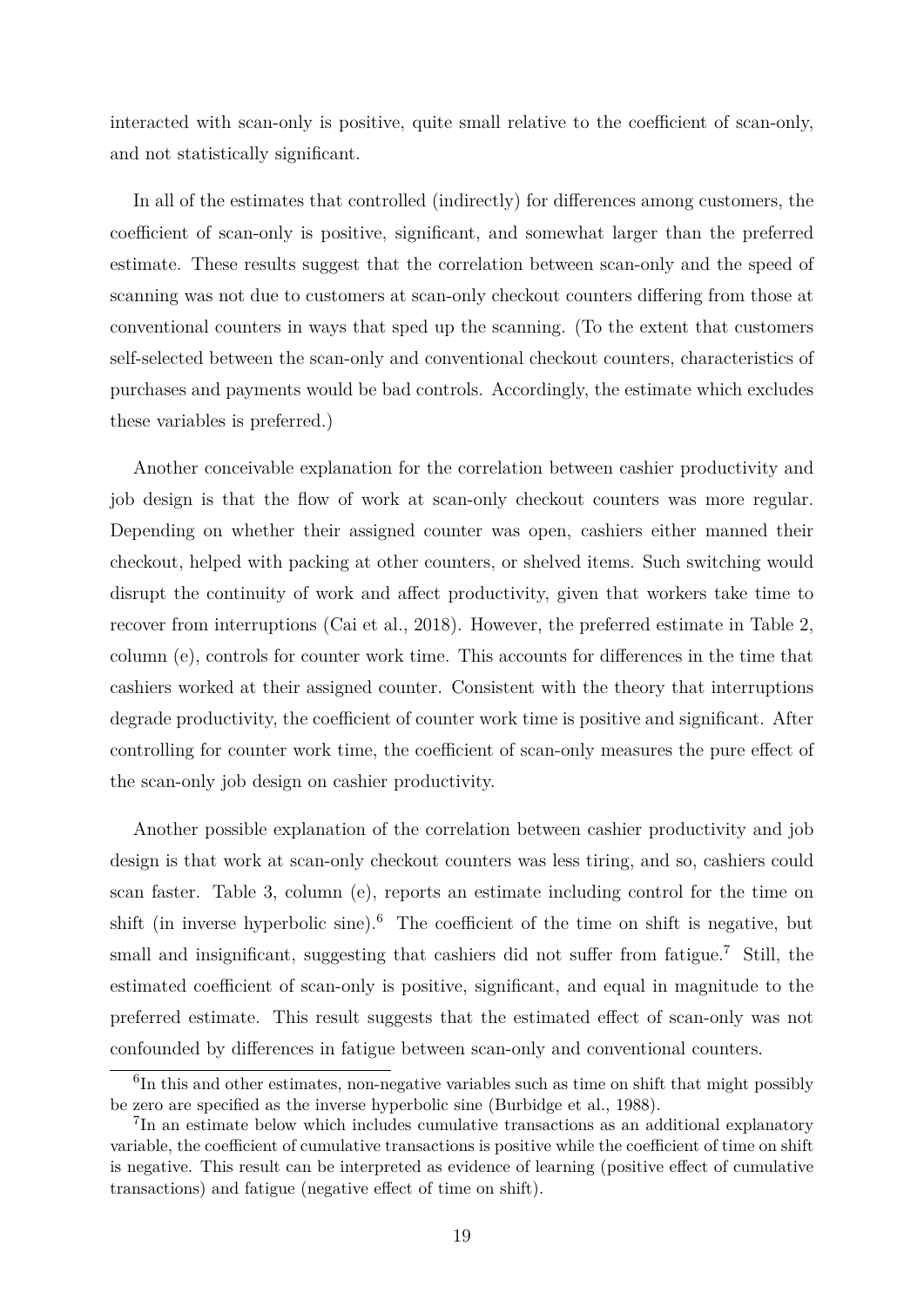interacted with scan-only is positive, quite small relative to the coefficient of scan-only, and not statistically significant.

In all of the estimates that controlled (indirectly) for differences among customers, the coefficient of scan-only is positive, significant, and somewhat larger than the preferred estimate. These results suggest that the correlation between scan-only and the speed of scanning was not due to customers at scan-only checkout counters differing from those at conventional counters in ways that sped up the scanning. (To the extent that customers self-selected between the scan-only and conventional checkout counters, characteristics of purchases and payments would be bad controls. Accordingly, the estimate which excludes these variables is preferred.)

Another conceivable explanation for the correlation between cashier productivity and job design is that the flow of work at scan-only checkout counters was more regular. Depending on whether their assigned counter was open, cashiers either manned their checkout, helped with packing at other counters, or shelved items. Such switching would disrupt the continuity of work and affect productivity, given that workers take time to recover from interruptions (Cai et al., 2018). However, the preferred estimate in Table 2, column (e), controls for counter work time. This accounts for differences in the time that cashiers worked at their assigned counter. Consistent with the theory that interruptions degrade productivity, the coefficient of counter work time is positive and significant. After controlling for counter work time, the coefficient of scan-only measures the pure effect of the scan-only job design on cashier productivity.

Another possible explanation of the correlation between cashier productivity and job design is that work at scan-only checkout counters was less tiring, and so, cashiers could scan faster. Table 3, column (e), reports an estimate including control for the time on shift (in inverse hyperbolic sine).[6] The coefficient of the time on shift is negative, but small and insignificant, suggesting that cashiers did not suffer from fatigue.[7] Still, the estimated coefficient of scan-only is positive, significant, and equal in magnitude to the preferred estimate. This result suggests that the estimated effect of scan-only was not confounded by differences in fatigue between scan-only and conventional counters.

---

[6] In this and other estimates, non-negative variables such as time on shift that might possibly be zero are specified as the inverse hyperbolic sine (Burbidge et al., 1988).

[7] In an estimate below which includes cumulative transactions as an additional explanatory variable, the coefficient of cumulative transactions is positive while the coefficient of time on shift is negative. This result can be interpreted as evidence of learning (positive effect of cumulative transactions) and fatigue (negative effect of time on shift).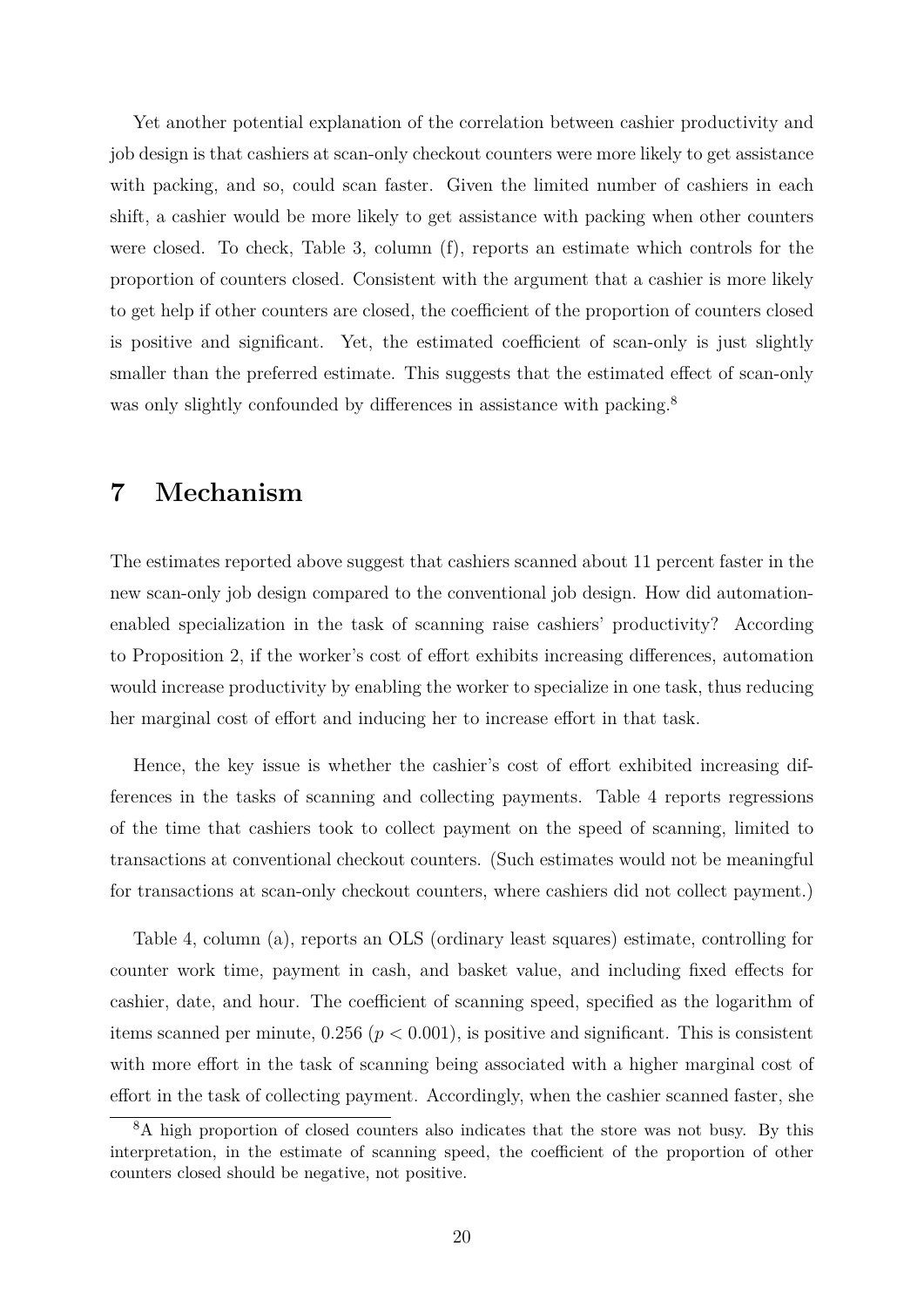Yet another potential explanation of the correlation between cashier productivity and job design is that cashiers at scan-only checkout counters were more likely to get assistance with packing, and so, could scan faster. Given the limited number of cashiers in each shift, a cashier would be more likely to get assistance with packing when other counters were closed. To check, Table 3, column (f), reports an estimate which controls for the proportion of counters closed. Consistent with the argument that a cashier is more likely to get help if other counters are closed, the coefficient of the proportion of counters closed is positive and significant. Yet, the estimated coefficient of scan-only is just slightly smaller than the preferred estimate. This suggests that the estimated effect of scan-only was only slightly confounded by differences in assistance with packing.[8]

# 7 Mechanism

The estimates reported above suggest that cashiers scanned about 11 percent faster in the new scan-only job design compared to the conventional job design. How did automation-enabled specialization in the task of scanning raise cashiers' productivity? According to Proposition 2, if the worker's cost of effort exhibits increasing differences, automation would increase productivity by enabling the worker to specialize in one task, thus reducing her marginal cost of effort and inducing her to increase effort in that task.

Hence, the key issue is whether the cashier's cost of effort exhibited increasing differences in the tasks of scanning and collecting payments. Table 4 reports regressions of the time that cashiers took to collect payment on the speed of scanning, limited to transactions at conventional checkout counters. (Such estimates would not be meaningful for transactions at scan-only checkout counters, where cashiers did not collect payment.)

Table 4, column (a), reports an OLS (ordinary least squares) estimate, controlling for counter work time, payment in cash, and basket value, and including fixed effects for cashier, date, and hour. The coefficient of scanning speed, specified as the logarithm of items scanned per minute, 0.256 ($p < 0.001$), is positive and significant. This is consistent with more effort in the task of scanning being associated with a higher marginal cost of effort in the task of collecting payment. Accordingly, when the cashier scanned faster, she

[8] A high proportion of closed counters also indicates that the store was not busy. By this interpretation, in the estimate of scanning speed, the coefficient of the proportion of other counters closed should be negative, not positive.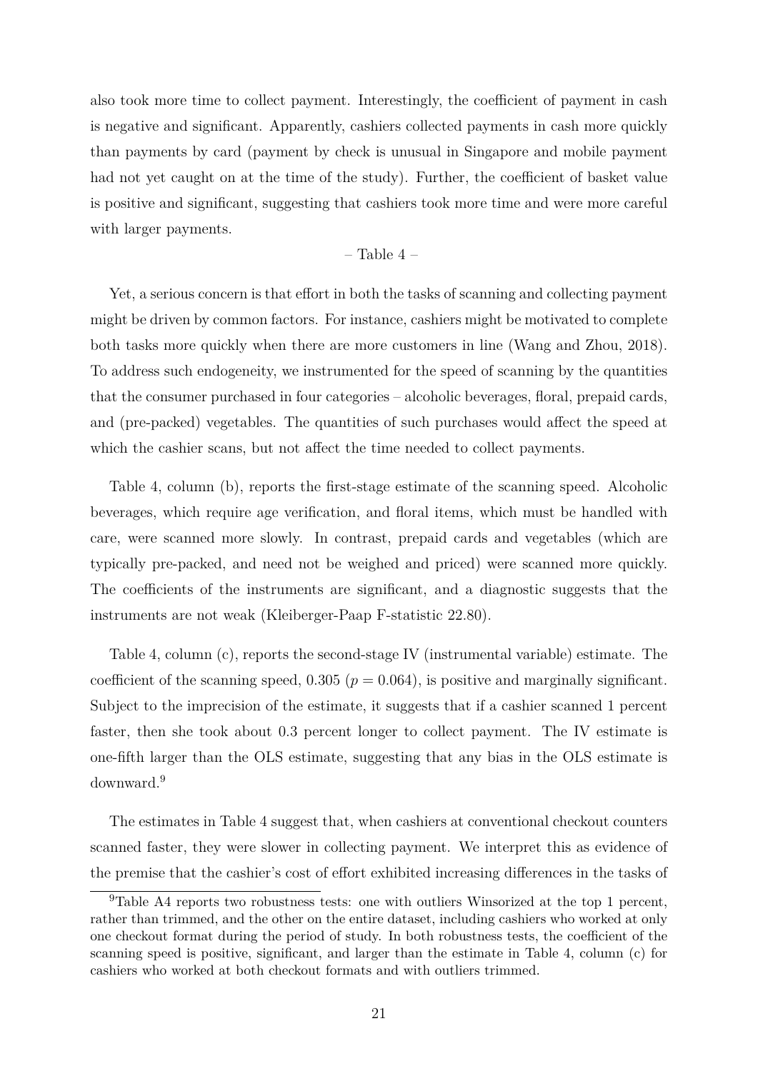also took more time to collect payment. Interestingly, the coefficient of payment in cash is negative and significant. Apparently, cashiers collected payments in cash more quickly than payments by card (payment by check is unusual in Singapore and mobile payment had not yet caught on at the time of the study). Further, the coefficient of basket value is positive and significant, suggesting that cashiers took more time and were more careful with larger payments.

– Table 4 –

Yet, a serious concern is that effort in both the tasks of scanning and collecting payment might be driven by common factors. For instance, cashiers might be motivated to complete both tasks more quickly when there are more customers in line (Wang and Zhou, 2018). To address such endogeneity, we instrumented for the speed of scanning by the quantities that the consumer purchased in four categories – alcoholic beverages, floral, prepaid cards, and (pre-packed) vegetables. The quantities of such purchases would affect the speed at which the cashier scans, but not affect the time needed to collect payments.

Table 4, column (b), reports the first-stage estimate of the scanning speed. Alcoholic beverages, which require age verification, and floral items, which must be handled with care, were scanned more slowly. In contrast, prepaid cards and vegetables (which are typically pre-packed, and need not be weighed and priced) were scanned more quickly. The coefficients of the instruments are significant, and a diagnostic suggests that the instruments are not weak (Kleiberger-Paap F-statistic 22.80).

Table 4, column (c), reports the second-stage IV (instrumental variable) estimate. The coefficient of the scanning speed, 0.305 ($p = 0.064$), is positive and marginally significant. Subject to the imprecision of the estimate, it suggests that if a cashier scanned 1 percent faster, then she took about 0.3 percent longer to collect payment. The IV estimate is one-fifth larger than the OLS estimate, suggesting that any bias in the OLS estimate is downward.[9]

The estimates in Table 4 suggest that, when cashiers at conventional checkout counters scanned faster, they were slower in collecting payment. We interpret this as evidence of the premise that the cashier's cost of effort exhibited increasing differences in the tasks of

[9]Table A4 reports two robustness tests: one with outliers Winsorized at the top 1 percent, rather than trimmed, and the other on the entire dataset, including cashiers who worked at only one checkout format during the period of study. In both robustness tests, the coefficient of the scanning speed is positive, significant, and larger than the estimate in Table 4, column (c) for cashiers who worked at both checkout formats and with outliers trimmed.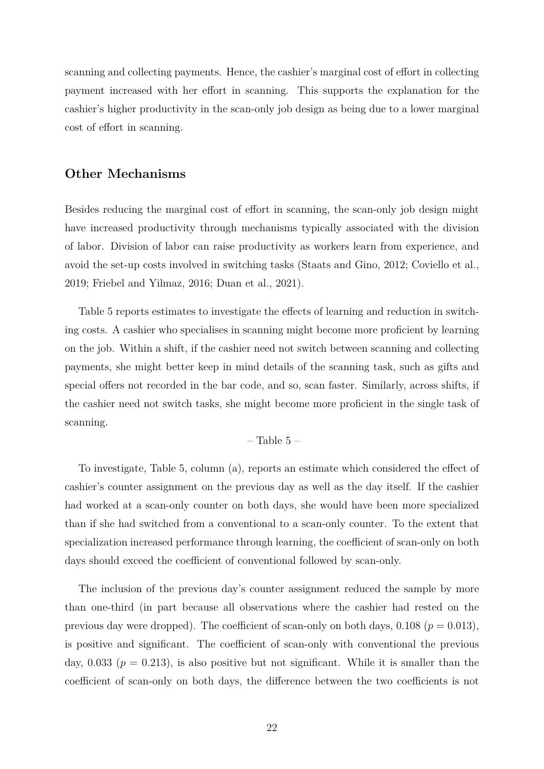scanning and collecting payments. Hence, the cashier's marginal cost of effort in collecting payment increased with her effort in scanning. This supports the explanation for the cashier's higher productivity in the scan-only job design as being due to a lower marginal cost of effort in scanning.

## Other Mechanisms

Besides reducing the marginal cost of effort in scanning, the scan-only job design might have increased productivity through mechanisms typically associated with the division of labor. Division of labor can raise productivity as workers learn from experience, and avoid the set-up costs involved in switching tasks (Staats and Gino, 2012; Coviello et al., 2019; Friebel and Yilmaz, 2016; Duan et al., 2021).

Table 5 reports estimates to investigate the effects of learning and reduction in switching costs. A cashier who specialises in scanning might become more proficient by learning on the job. Within a shift, if the cashier need not switch between scanning and collecting payments, she might better keep in mind details of the scanning task, such as gifts and special offers not recorded in the bar code, and so, scan faster. Similarly, across shifts, if the cashier need not switch tasks, she might become more proficient in the single task of scanning.

– Table 5 –

To investigate, Table 5, column (a), reports an estimate which considered the effect of cashier's counter assignment on the previous day as well as the day itself. If the cashier had worked at a scan-only counter on both days, she would have been more specialized than if she had switched from a conventional to a scan-only counter. To the extent that specialization increased performance through learning, the coefficient of scan-only on both days should exceed the coefficient of conventional followed by scan-only.

The inclusion of the previous day's counter assignment reduced the sample by more than one-third (in part because all observations where the cashier had rested on the previous day were dropped). The coefficient of scan-only on both days, 0.108 ($p = 0.013$), is positive and significant. The coefficient of scan-only with conventional the previous day, 0.033 ($p = 0.213$), is also positive but not significant. While it is smaller than the coefficient of scan-only on both days, the difference between the two coefficients is not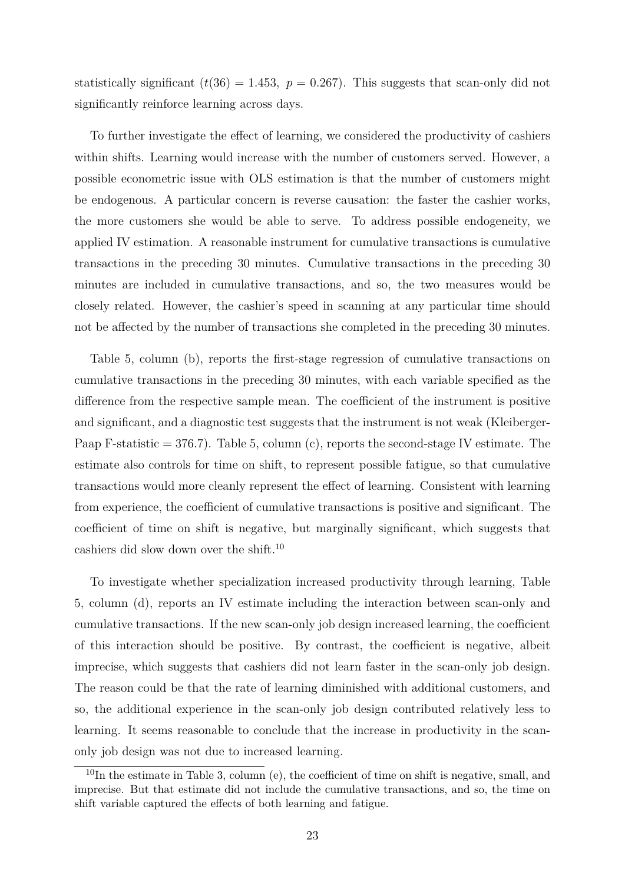statistically significant ($t(36) = 1.453,\ p = 0.267$). This suggests that scan-only did not significantly reinforce learning across days.

To further investigate the effect of learning, we considered the productivity of cashiers within shifts. Learning would increase with the number of customers served. However, a possible econometric issue with OLS estimation is that the number of customers might be endogenous. A particular concern is reverse causation: the faster the cashier works, the more customers she would be able to serve. To address possible endogeneity, we applied IV estimation. A reasonable instrument for cumulative transactions is cumulative transactions in the preceding 30 minutes. Cumulative transactions in the preceding 30 minutes are included in cumulative transactions, and so, the two measures would be closely related. However, the cashier's speed in scanning at any particular time should not be affected by the number of transactions she completed in the preceding 30 minutes.

Table 5, column (b), reports the first-stage regression of cumulative transactions on cumulative transactions in the preceding 30 minutes, with each variable specified as the difference from the respective sample mean. The coefficient of the instrument is positive and significant, and a diagnostic test suggests that the instrument is not weak (Kleiberger-Paap F-statistic = 376.7). Table 5, column (c), reports the second-stage IV estimate. The estimate also controls for time on shift, to represent possible fatigue, so that cumulative transactions would more cleanly represent the effect of learning. Consistent with learning from experience, the coefficient of cumulative transactions is positive and significant. The coefficient of time on shift is negative, but marginally significant, which suggests that cashiers did slow down over the shift.[10]

To investigate whether specialization increased productivity through learning, Table 5, column (d), reports an IV estimate including the interaction between scan-only and cumulative transactions. If the new scan-only job design increased learning, the coefficient of this interaction should be positive. By contrast, the coefficient is negative, albeit imprecise, which suggests that cashiers did not learn faster in the scan-only job design. The reason could be that the rate of learning diminished with additional customers, and so, the additional experience in the scan-only job design contributed relatively less to learning. It seems reasonable to conclude that the increase in productivity in the scan-only job design was not due to increased learning.

[10] In the estimate in Table 3, column (e), the coefficient of time on shift is negative, small, and imprecise. But that estimate did not include the cumulative transactions, and so, the time on shift variable captured the effects of both learning and fatigue.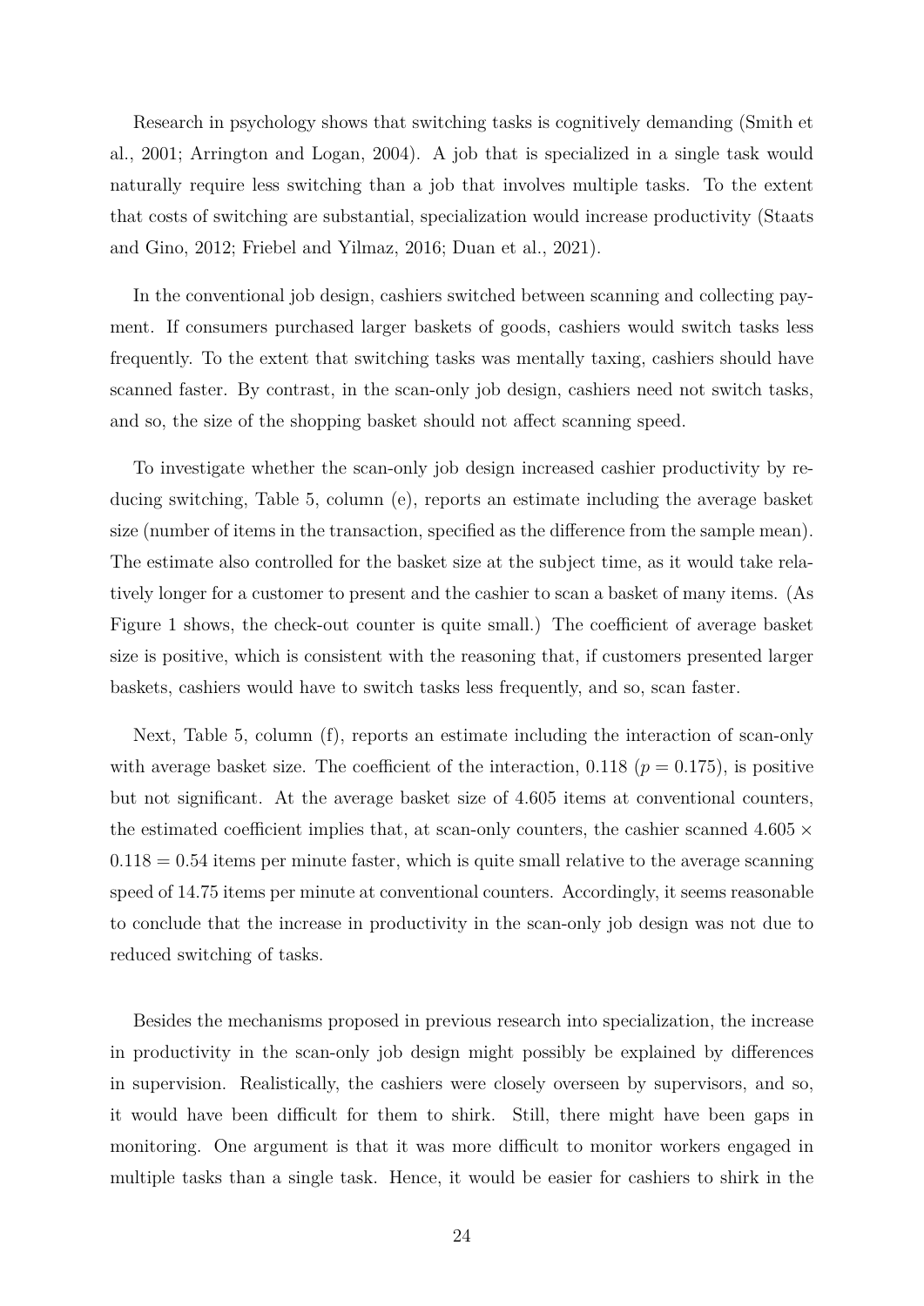Research in psychology shows that switching tasks is cognitively demanding (Smith et al., 2001; Arrington and Logan, 2004). A job that is specialized in a single task would naturally require less switching than a job that involves multiple tasks. To the extent that costs of switching are substantial, specialization would increase productivity (Staats and Gino, 2012; Friebel and Yilmaz, 2016; Duan et al., 2021).

In the conventional job design, cashiers switched between scanning and collecting payment. If consumers purchased larger baskets of goods, cashiers would switch tasks less frequently. To the extent that switching tasks was mentally taxing, cashiers should have scanned faster. By contrast, in the scan-only job design, cashiers need not switch tasks, and so, the size of the shopping basket should not affect scanning speed.

To investigate whether the scan-only job design increased cashier productivity by reducing switching, Table 5, column (e), reports an estimate including the average basket size (number of items in the transaction, specified as the difference from the sample mean). The estimate also controlled for the basket size at the subject time, as it would take relatively longer for a customer to present and the cashier to scan a basket of many items. (As Figure 1 shows, the check-out counter is quite small.) The coefficient of average basket size is positive, which is consistent with the reasoning that, if customers presented larger baskets, cashiers would have to switch tasks less frequently, and so, scan faster.

Next, Table 5, column (f), reports an estimate including the interaction of scan-only with average basket size. The coefficient of the interaction, 0.118 ($p = 0.175$), is positive but not significant. At the average basket size of 4.605 items at conventional counters, the estimated coefficient implies that, at scan-only counters, the cashier scanned $4.605 \times 0.118 = 0.54$ items per minute faster, which is quite small relative to the average scanning speed of 14.75 items per minute at conventional counters. Accordingly, it seems reasonable to conclude that the increase in productivity in the scan-only job design was not due to reduced switching of tasks.

Besides the mechanisms proposed in previous research into specialization, the increase in productivity in the scan-only job design might possibly be explained by differences in supervision. Realistically, the cashiers were closely overseen by supervisors, and so, it would have been difficult for them to shirk. Still, there might have been gaps in monitoring. One argument is that it was more difficult to monitor workers engaged in multiple tasks than a single task. Hence, it would be easier for cashiers to shirk in the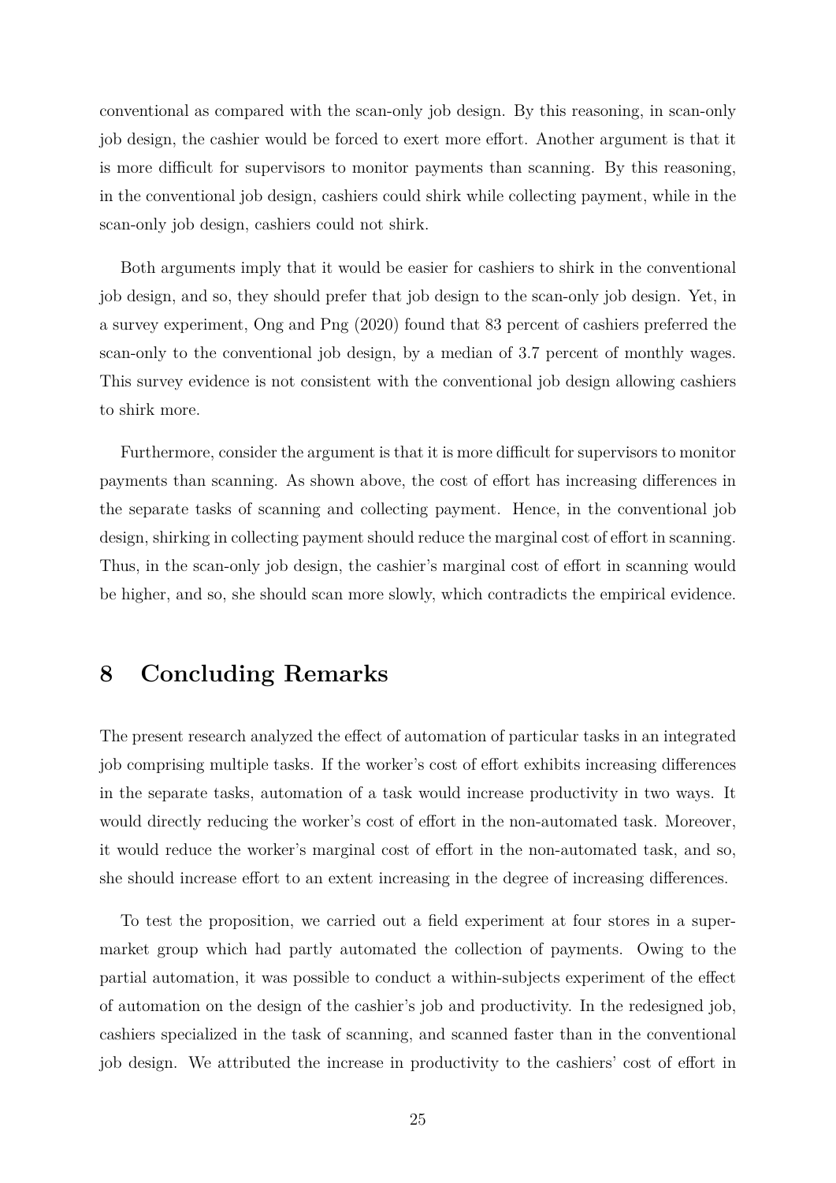conventional as compared with the scan-only job design. By this reasoning, in scan-only job design, the cashier would be forced to exert more effort. Another argument is that it is more difficult for supervisors to monitor payments than scanning. By this reasoning, in the conventional job design, cashiers could shirk while collecting payment, while in the scan-only job design, cashiers could not shirk.

Both arguments imply that it would be easier for cashiers to shirk in the conventional job design, and so, they should prefer that job design to the scan-only job design. Yet, in a survey experiment, Ong and Png (2020) found that 83 percent of cashiers preferred the scan-only to the conventional job design, by a median of 3.7 percent of monthly wages. This survey evidence is not consistent with the conventional job design allowing cashiers to shirk more.

Furthermore, consider the argument is that it is more difficult for supervisors to monitor payments than scanning. As shown above, the cost of effort has increasing differences in the separate tasks of scanning and collecting payment. Hence, in the conventional job design, shirking in collecting payment should reduce the marginal cost of effort in scanning. Thus, in the scan-only job design, the cashier's marginal cost of effort in scanning would be higher, and so, she should scan more slowly, which contradicts the empirical evidence.

# 8 Concluding Remarks

The present research analyzed the effect of automation of particular tasks in an integrated job comprising multiple tasks. If the worker's cost of effort exhibits increasing differences in the separate tasks, automation of a task would increase productivity in two ways. It would directly reducing the worker's cost of effort in the non-automated task. Moreover, it would reduce the worker's marginal cost of effort in the non-automated task, and so, she should increase effort to an extent increasing in the degree of increasing differences.

To test the proposition, we carried out a field experiment at four stores in a supermarket group which had partly automated the collection of payments. Owing to the partial automation, it was possible to conduct a within-subjects experiment of the effect of automation on the design of the cashier's job and productivity. In the redesigned job, cashiers specialized in the task of scanning, and scanned faster than in the conventional job design. We attributed the increase in productivity to the cashiers' cost of effort in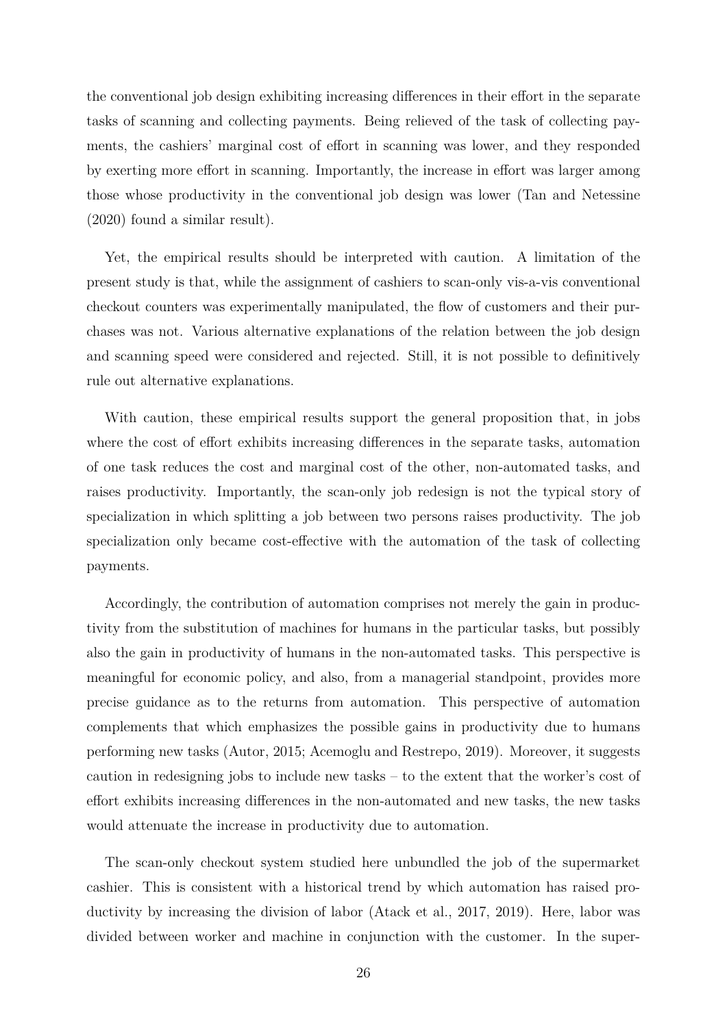the conventional job design exhibiting increasing differences in their effort in the separate tasks of scanning and collecting payments. Being relieved of the task of collecting payments, the cashiers' marginal cost of effort in scanning was lower, and they responded by exerting more effort in scanning. Importantly, the increase in effort was larger among those whose productivity in the conventional job design was lower (Tan and Netessine (2020) found a similar result).

Yet, the empirical results should be interpreted with caution. A limitation of the present study is that, while the assignment of cashiers to scan-only vis-a-vis conventional checkout counters was experimentally manipulated, the flow of customers and their purchases was not. Various alternative explanations of the relation between the job design and scanning speed were considered and rejected. Still, it is not possible to definitively rule out alternative explanations.

With caution, these empirical results support the general proposition that, in jobs where the cost of effort exhibits increasing differences in the separate tasks, automation of one task reduces the cost and marginal cost of the other, non-automated tasks, and raises productivity. Importantly, the scan-only job redesign is not the typical story of specialization in which splitting a job between two persons raises productivity. The job specialization only became cost-effective with the automation of the task of collecting payments.

Accordingly, the contribution of automation comprises not merely the gain in productivity from the substitution of machines for humans in the particular tasks, but possibly also the gain in productivity of humans in the non-automated tasks. This perspective is meaningful for economic policy, and also, from a managerial standpoint, provides more precise guidance as to the returns from automation. This perspective of automation complements that which emphasizes the possible gains in productivity due to humans performing new tasks (Autor, 2015; Acemoglu and Restrepo, 2019). Moreover, it suggests caution in redesigning jobs to include new tasks – to the extent that the worker's cost of effort exhibits increasing differences in the non-automated and new tasks, the new tasks would attenuate the increase in productivity due to automation.

The scan-only checkout system studied here unbundled the job of the supermarket cashier. This is consistent with a historical trend by which automation has raised productivity by increasing the division of labor (Atack et al., 2017, 2019). Here, labor was divided between worker and machine in conjunction with the customer. In the super-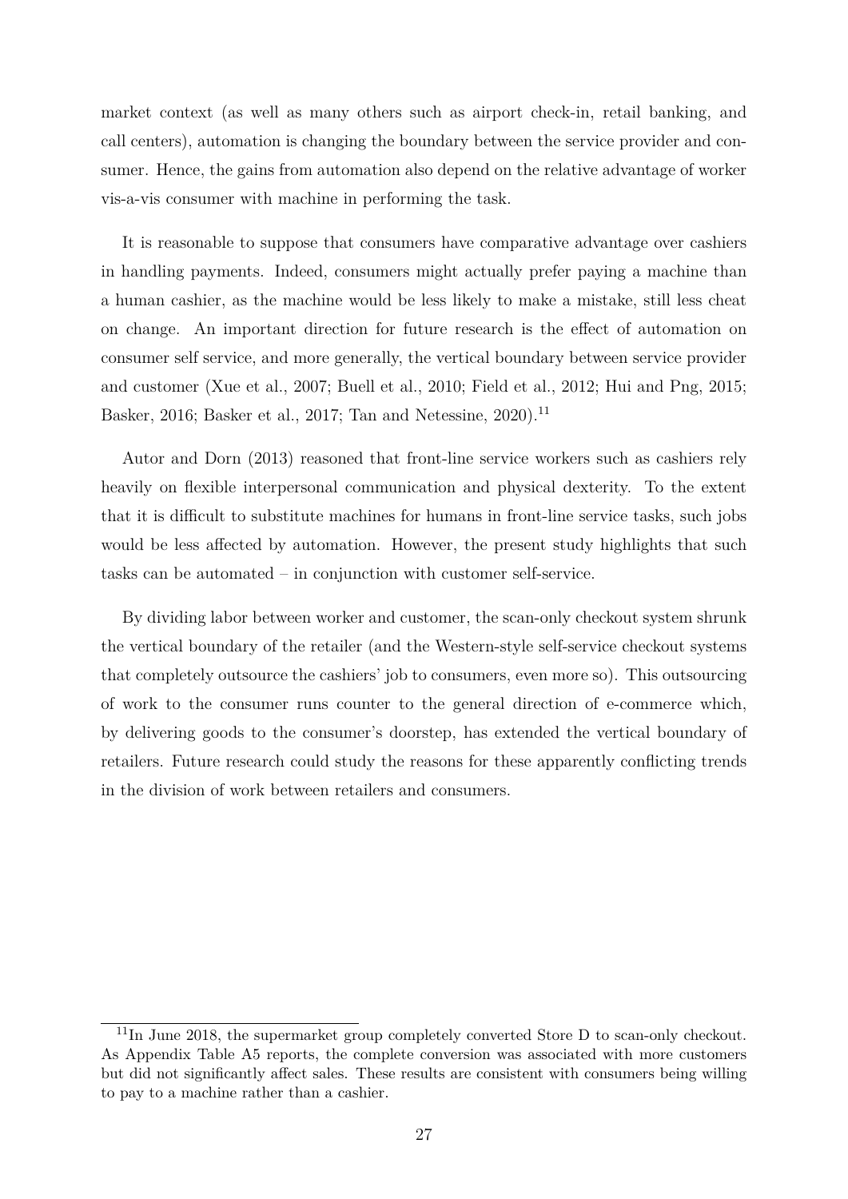market context (as well as many others such as airport check-in, retail banking, and call centers), automation is changing the boundary between the service provider and consumer. Hence, the gains from automation also depend on the relative advantage of worker vis-a-vis consumer with machine in performing the task.

It is reasonable to suppose that consumers have comparative advantage over cashiers in handling payments. Indeed, consumers might actually prefer paying a machine than a human cashier, as the machine would be less likely to make a mistake, still less cheat on change. An important direction for future research is the effect of automation on consumer self service, and more generally, the vertical boundary between service provider and customer (Xue et al., 2007; Buell et al., 2010; Field et al., 2012; Hui and Png, 2015; Basker, 2016; Basker et al., 2017; Tan and Netessine, 2020).[11]

Autor and Dorn (2013) reasoned that front-line service workers such as cashiers rely heavily on flexible interpersonal communication and physical dexterity. To the extent that it is difficult to substitute machines for humans in front-line service tasks, such jobs would be less affected by automation. However, the present study highlights that such tasks can be automated – in conjunction with customer self-service.

By dividing labor between worker and customer, the scan-only checkout system shrunk the vertical boundary of the retailer (and the Western-style self-service checkout systems that completely outsource the cashiers' job to consumers, even more so). This outsourcing of work to the consumer runs counter to the general direction of e-commerce which, by delivering goods to the consumer's doorstep, has extended the vertical boundary of retailers. Future research could study the reasons for these apparently conflicting trends in the division of work between retailers and consumers.

[11] In June 2018, the supermarket group completely converted Store D to scan-only checkout. As Appendix Table A5 reports, the complete conversion was associated with more customers but did not significantly affect sales. These results are consistent with consumers being willing to pay to a machine rather than a cashier.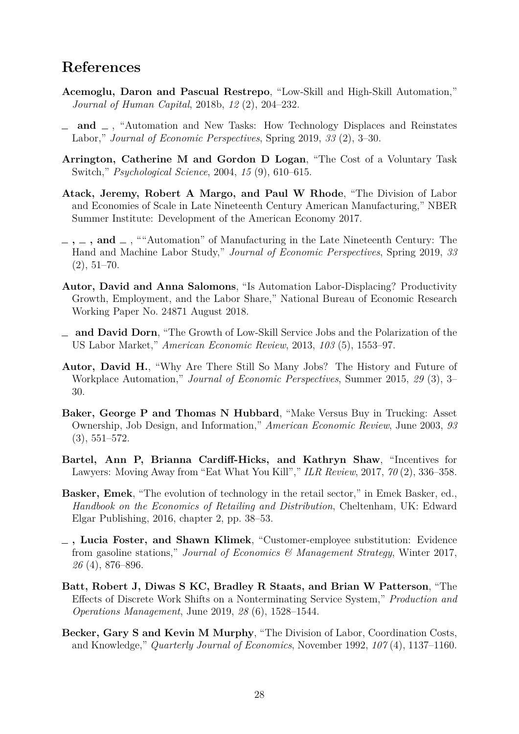# References

**Acemoglu, Daron and Pascual Restrepo**, "Low-Skill and High-Skill Automation," *Journal of Human Capital*, 2018b, *12* (2), 204–232.

_ **and** _ , "Automation and New Tasks: How Technology Displaces and Reinstates Labor," *Journal of Economic Perspectives*, Spring 2019, *33* (2), 3–30.

**Arrington, Catherine M and Gordon D Logan**, "The Cost of a Voluntary Task Switch," *Psychological Science*, 2004, *15* (9), 610–615.

**Atack, Jeremy, Robert A Margo, and Paul W Rhode**, "The Division of Labor and Economies of Scale in Late Nineteenth Century American Manufacturing," NBER Summer Institute: Development of the American Economy 2017.

_ **,** _ **, and** _ , ""Automation" of Manufacturing in the Late Nineteenth Century: The Hand and Machine Labor Study," *Journal of Economic Perspectives*, Spring 2019, *33* (2), 51–70.

**Autor, David and Anna Salomons**, "Is Automation Labor-Displacing? Productivity Growth, Employment, and the Labor Share," National Bureau of Economic Research Working Paper No. 24871 August 2018.

_ **and David Dorn**, "The Growth of Low-Skill Service Jobs and the Polarization of the US Labor Market," *American Economic Review*, 2013, *103* (5), 1553–97.

**Autor, David H.**, "Why Are There Still So Many Jobs? The History and Future of Workplace Automation," *Journal of Economic Perspectives*, Summer 2015, *29* (3), 3–30.

**Baker, George P and Thomas N Hubbard**, "Make Versus Buy in Trucking: Asset Ownership, Job Design, and Information," *American Economic Review*, June 2003, *93* (3), 551–572.

**Bartel, Ann P, Brianna Cardiff-Hicks, and Kathryn Shaw**, "Incentives for Lawyers: Moving Away from "Eat What You Kill"," *ILR Review*, 2017, *70* (2), 336–358.

**Basker, Emek**, "The evolution of technology in the retail sector," in Emek Basker, ed., *Handbook on the Economics of Retailing and Distribution*, Cheltenham, UK: Edward Elgar Publishing, 2016, chapter 2, pp. 38–53.

_ **, Lucia Foster, and Shawn Klimek**, "Customer-employee substitution: Evidence from gasoline stations," *Journal of Economics & Management Strategy*, Winter 2017, *26* (4), 876–896.

**Batt, Robert J, Diwas S KC, Bradley R Staats, and Brian W Patterson**, "The Effects of Discrete Work Shifts on a Nonterminating Service System," *Production and Operations Management*, June 2019, *28* (6), 1528–1544.

**Becker, Gary S and Kevin M Murphy**, "The Division of Labor, Coordination Costs, and Knowledge," *Quarterly Journal of Economics*, November 1992, *107* (4), 1137–1160.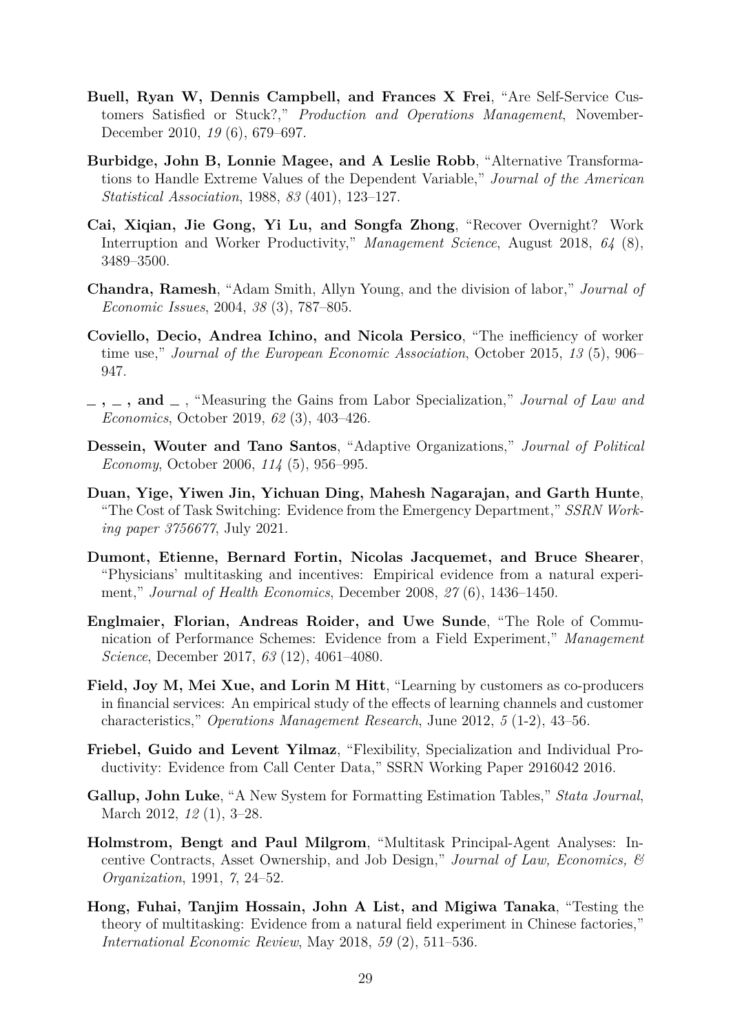**Buell, Ryan W, Dennis Campbell, and Frances X Frei**, "Are Self-Service Customers Satisfied or Stuck?," *Production and Operations Management*, November-December 2010, *19* (6), 679–697.

**Burbidge, John B, Lonnie Magee, and A Leslie Robb**, "Alternative Transformations to Handle Extreme Values of the Dependent Variable," *Journal of the American Statistical Association*, 1988, *83* (401), 123–127.

**Cai, Xiqian, Jie Gong, Yi Lu, and Songfa Zhong**, "Recover Overnight? Work Interruption and Worker Productivity," *Management Science*, August 2018, *64* (8), 3489–3500.

**Chandra, Ramesh**, "Adam Smith, Allyn Young, and the division of labor," *Journal of Economic Issues*, 2004, *38* (3), 787–805.

**Coviello, Decio, Andrea Ichino, and Nicola Persico**, "The inefficiency of worker time use," *Journal of the European Economic Association*, October 2015, *13* (5), 906–947.

**_ , _ , and _** , "Measuring the Gains from Labor Specialization," *Journal of Law and Economics*, October 2019, *62* (3), 403–426.

**Dessein, Wouter and Tano Santos**, "Adaptive Organizations," *Journal of Political Economy*, October 2006, *114* (5), 956–995.

**Duan, Yige, Yiwen Jin, Yichuan Ding, Mahesh Nagarajan, and Garth Hunte**, "The Cost of Task Switching: Evidence from the Emergency Department," *SSRN Working paper 3756677*, July 2021.

**Dumont, Etienne, Bernard Fortin, Nicolas Jacquemet, and Bruce Shearer**, "Physicians' multitasking and incentives: Empirical evidence from a natural experiment," *Journal of Health Economics*, December 2008, *27* (6), 1436–1450.

**Englmaier, Florian, Andreas Roider, and Uwe Sunde**, "The Role of Communication of Performance Schemes: Evidence from a Field Experiment," *Management Science*, December 2017, *63* (12), 4061–4080.

**Field, Joy M, Mei Xue, and Lorin M Hitt**, "Learning by customers as co-producers in financial services: An empirical study of the effects of learning channels and customer characteristics," *Operations Management Research*, June 2012, *5* (1-2), 43–56.

**Friebel, Guido and Levent Yilmaz**, "Flexibility, Specialization and Individual Productivity: Evidence from Call Center Data," SSRN Working Paper 2916042 2016.

**Gallup, John Luke**, "A New System for Formatting Estimation Tables," *Stata Journal*, March 2012, *12* (1), 3–28.

**Holmstrom, Bengt and Paul Milgrom**, "Multitask Principal-Agent Analyses: Incentive Contracts, Asset Ownership, and Job Design," *Journal of Law, Economics, & Organization*, 1991, *7*, 24–52.

**Hong, Fuhai, Tanjim Hossain, John A List, and Migiwa Tanaka**, "Testing the theory of multitasking: Evidence from a natural field experiment in Chinese factories," *International Economic Review*, May 2018, *59* (2), 511–536.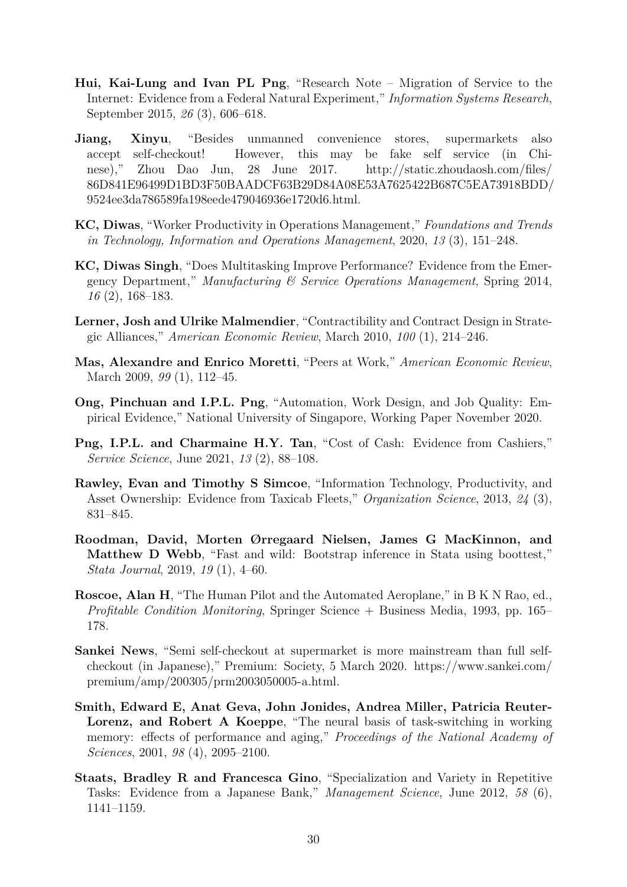**Hui, Kai-Lung and Ivan PL Png**, "Research Note – Migration of Service to the Internet: Evidence from a Federal Natural Experiment," *Information Systems Research*, September 2015, *26* (3), 606–618.

**Jiang, Xinyu**, "Besides unmanned convenience stores, supermarkets also accept self-checkout! However, this may be fake self service (in Chinese)," Zhou Dao Jun, 28 June 2017. http://static.zhoudaosh.com/files/86D841E96499D1BD3F50BAADCF63B29D84A08E53A7625422B687C5EA73918BDD/9524ee3da786589fa198eede479046936e1720d6.html.

**KC, Diwas**, "Worker Productivity in Operations Management," *Foundations and Trends in Technology, Information and Operations Management*, 2020, *13* (3), 151–248.

**KC, Diwas Singh**, "Does Multitasking Improve Performance? Evidence from the Emergency Department," *Manufacturing & Service Operations Management*, Spring 2014, *16* (2), 168–183.

**Lerner, Josh and Ulrike Malmendier**, "Contractibility and Contract Design in Strategic Alliances," *American Economic Review*, March 2010, *100* (1), 214–246.

**Mas, Alexandre and Enrico Moretti**, "Peers at Work," *American Economic Review*, March 2009, *99* (1), 112–45.

**Ong, Pinchuan and I.P.L. Png**, "Automation, Work Design, and Job Quality: Empirical Evidence," National University of Singapore, Working Paper November 2020.

**Png, I.P.L. and Charmaine H.Y. Tan**, "Cost of Cash: Evidence from Cashiers," *Service Science*, June 2021, *13* (2), 88–108.

**Rawley, Evan and Timothy S Simcoe**, "Information Technology, Productivity, and Asset Ownership: Evidence from Taxicab Fleets," *Organization Science*, 2013, *24* (3), 831–845.

**Roodman, David, Morten Ørregaard Nielsen, James G MacKinnon, and Matthew D Webb**, "Fast and wild: Bootstrap inference in Stata using boottest," *Stata Journal*, 2019, *19* (1), 4–60.

**Roscoe, Alan H**, "The Human Pilot and the Automated Aeroplane," in B K N Rao, ed., *Profitable Condition Monitoring*, Springer Science + Business Media, 1993, pp. 165–178.

**Sankei News**, "Semi self-checkout at supermarket is more mainstream than full self-checkout (in Japanese)," Premium: Society, 5 March 2020. https://www.sankei.com/premium/amp/200305/prm2003050005-a.html.

**Smith, Edward E, Anat Geva, John Jonides, Andrea Miller, Patricia Reuter-Lorenz, and Robert A Koeppe**, "The neural basis of task-switching in working memory: effects of performance and aging," *Proceedings of the National Academy of Sciences*, 2001, *98* (4), 2095–2100.

**Staats, Bradley R and Francesca Gino**, "Specialization and Variety in Repetitive Tasks: Evidence from a Japanese Bank," *Management Science*, June 2012, *58* (6), 1141–1159.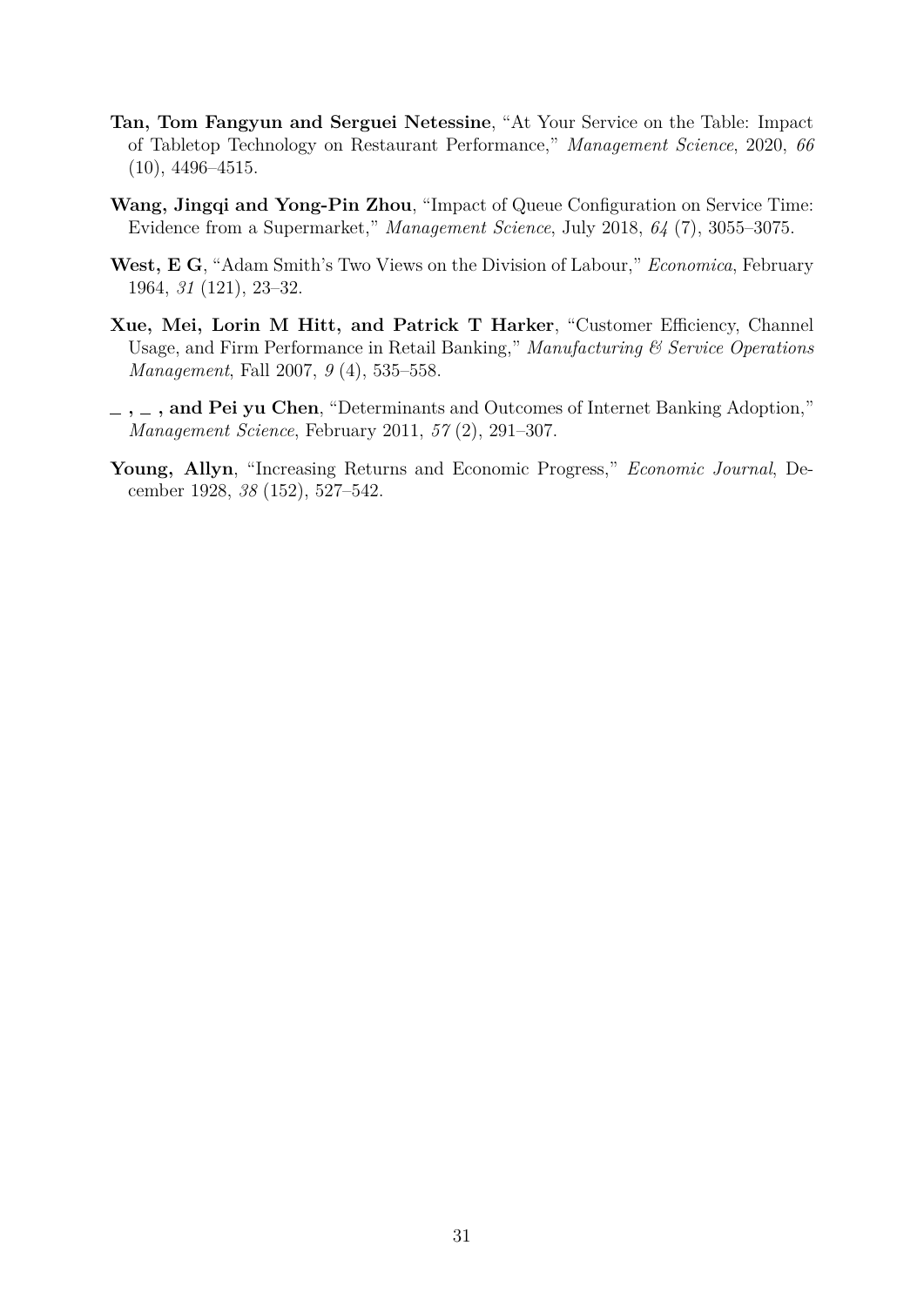**Tan, Tom Fangyun and Serguei Netessine**, "At Your Service on the Table: Impact of Tabletop Technology on Restaurant Performance," *Management Science*, 2020, *66* (10), 4496–4515.

**Wang, Jingqi and Yong-Pin Zhou**, "Impact of Queue Configuration on Service Time: Evidence from a Supermarket," *Management Science*, July 2018, *64* (7), 3055–3075.

**West, E G**, "Adam Smith's Two Views on the Division of Labour," *Economica*, February 1964, *31* (121), 23–32.

**Xue, Mei, Lorin M Hitt, and Patrick T Harker**, "Customer Efficiency, Channel Usage, and Firm Performance in Retail Banking," *Manufacturing & Service Operations Management*, Fall 2007, *9* (4), 535–558.

**_ , _ , and Pei yu Chen**, "Determinants and Outcomes of Internet Banking Adoption," *Management Science*, February 2011, *57* (2), 291–307.

**Young, Allyn**, "Increasing Returns and Economic Progress," *Economic Journal*, December 1928, *38* (152), 527–542.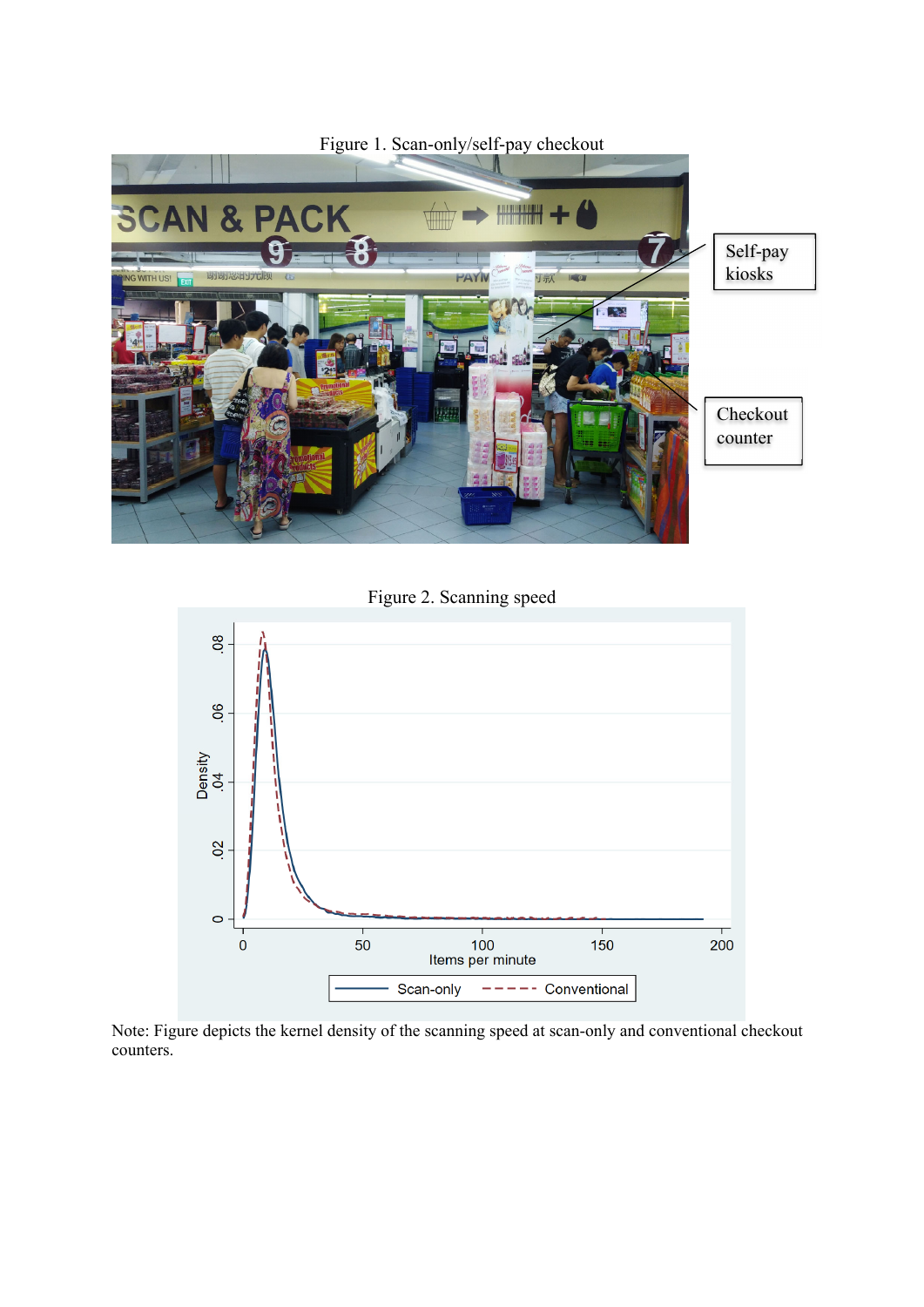Figure 1. Scan-only/self-pay checkout

Figure 2. Scanning speed

Note: Figure depicts the kernel density of the scanning speed at scan-only and conventional checkout counters.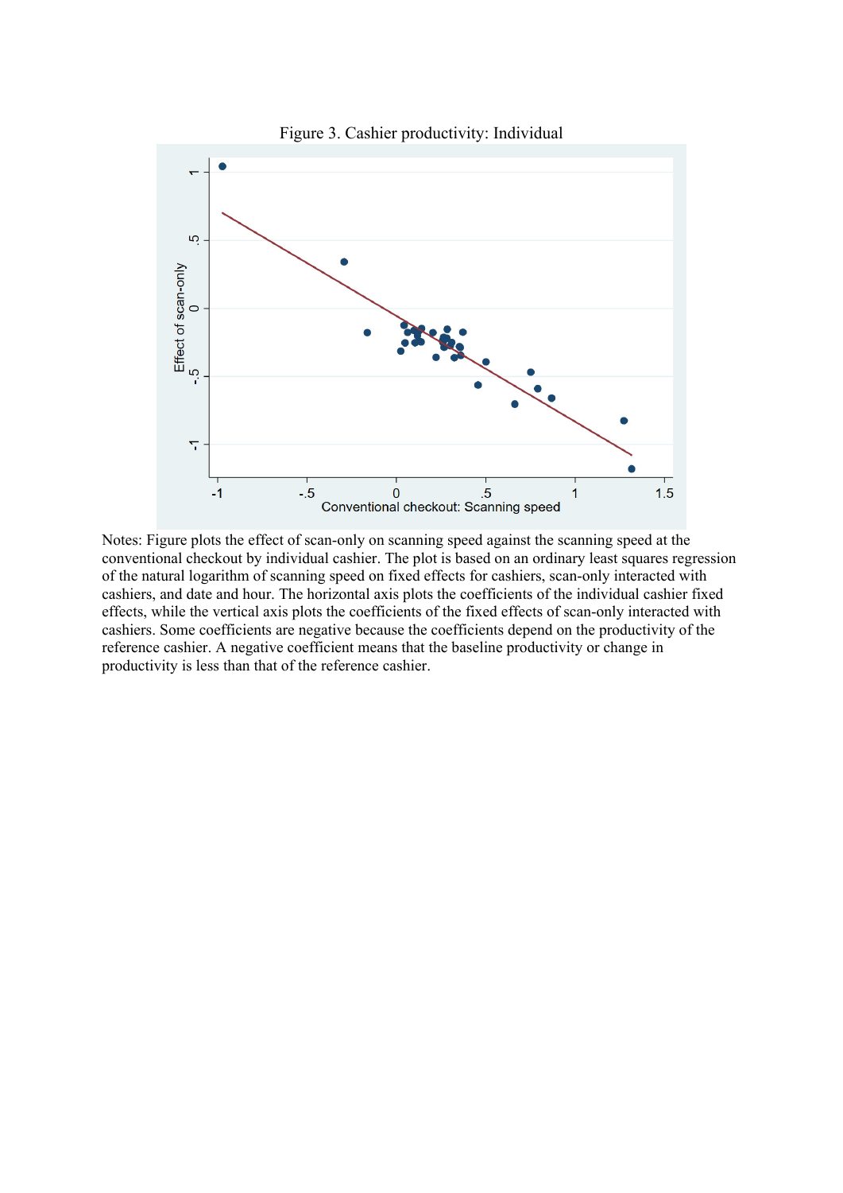Figure 3. Cashier productivity: Individual

Notes: Figure plots the effect of scan-only on scanning speed against the scanning speed at the conventional checkout by individual cashier. The plot is based on an ordinary least squares regression of the natural logarithm of scanning speed on fixed effects for cashiers, scan-only interacted with cashiers, and date and hour. The horizontal axis plots the coefficients of the individual cashier fixed effects, while the vertical axis plots the coefficients of the fixed effects of scan-only interacted with cashiers. Some coefficients are negative because the coefficients depend on the productivity of the reference cashier. A negative coefficient means that the baseline productivity or change in productivity is less than that of the reference cashier.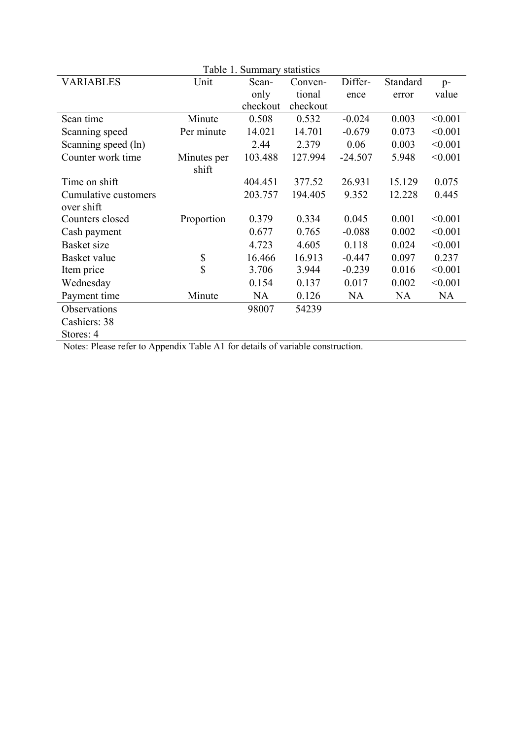Table 1. Summary statistics

| VARIABLES | Unit | Scan-only checkout | Conventional checkout | Difference | Standard error | p-value |
|---|---|---|---|---|---|---|
| Scan time | Minute | 0.508 | 0.532 | -0.024 | 0.003 | <0.001 |
| Scanning speed | Per minute | 14.021 | 14.701 | -0.679 | 0.073 | <0.001 |
| Scanning speed (ln) | | 2.44 | 2.379 | 0.06 | 0.003 | <0.001 |
| Counter work time | Minutes per shift | 103.488 | 127.994 | -24.507 | 5.948 | <0.001 |
| Time on shift | | 404.451 | 377.52 | 26.931 | 15.129 | 0.075 |
| Cumulative customers over shift | | 203.757 | 194.405 | 9.352 | 12.228 | 0.445 |
| Counters closed | Proportion | 0.379 | 0.334 | 0.045 | 0.001 | <0.001 |
| Cash payment | | 0.677 | 0.765 | -0.088 | 0.002 | <0.001 |
| Basket size | | 4.723 | 4.605 | 0.118 | 0.024 | <0.001 |
| Basket value | $ | 16.466 | 16.913 | -0.447 | 0.097 | 0.237 |
| Item price | $ | 3.706 | 3.944 | -0.239 | 0.016 | <0.001 |
| Wednesday | | 0.154 | 0.137 | 0.017 | 0.002 | <0.001 |
| Payment time | Minute | NA | 0.126 | NA | NA | NA |
| Observations | | 98007 | 54239 | | | |
| Cashiers: 38 | | | | | | |
| Stores: 4 | | | | | | |

Notes: Please refer to Appendix Table A1 for details of variable construction.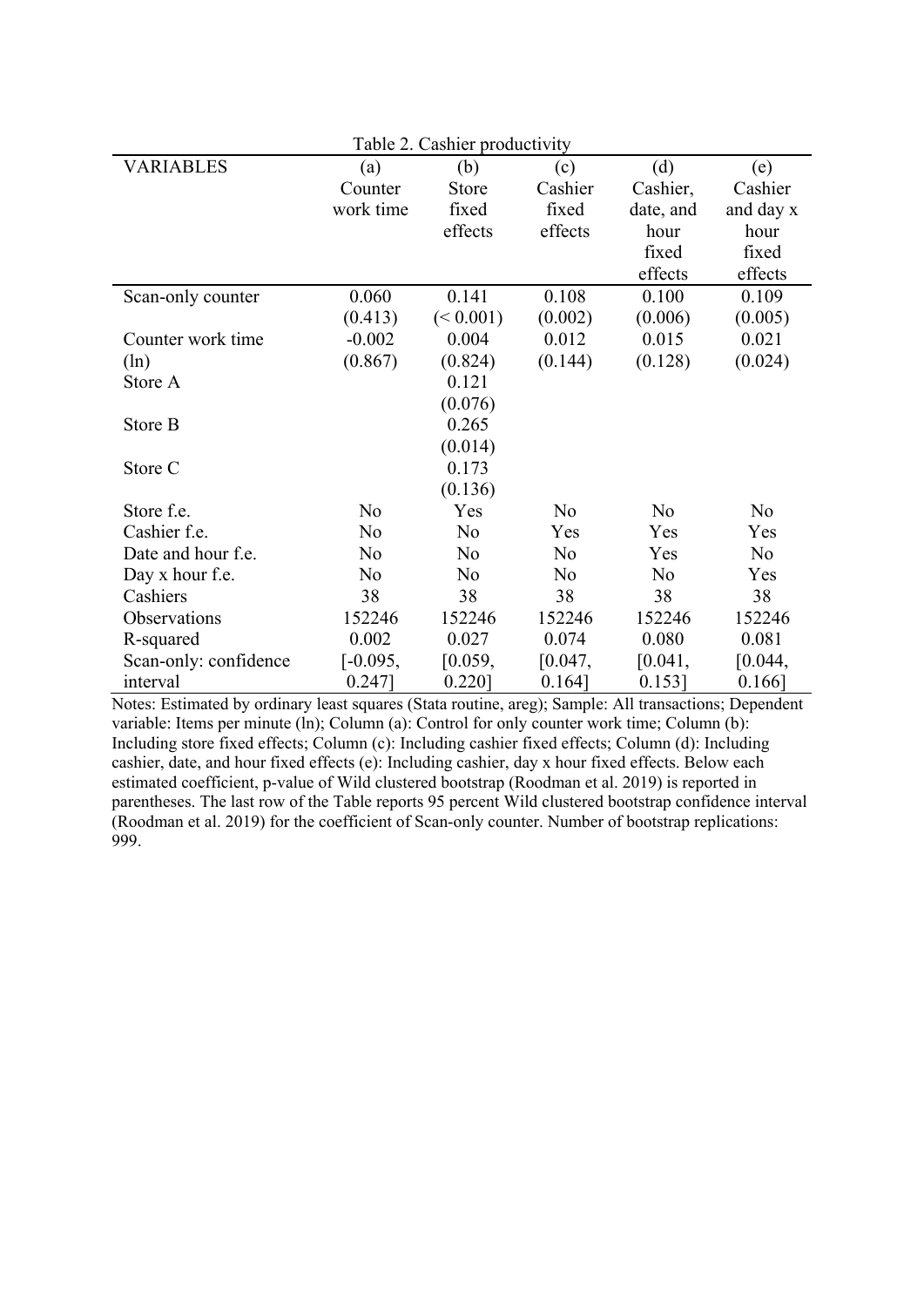Table 2. Cashier productivity

| VARIABLES | (a) Counter work time | (b) Store fixed effects | (c) Cashier fixed effects | (d) Cashier, date, and hour fixed effects | (e) Cashier and day x hour fixed effects |
|---|---|---|---|---|---|
| Scan-only counter | 0.060 | 0.141 | 0.108 | 0.100 | 0.109 |
| | (0.413) | (< 0.001) | (0.002) | (0.006) | (0.005) |
| Counter work time (ln) | -0.002 | 0.004 | 0.012 | 0.015 | 0.021 |
| | (0.867) | (0.824) | (0.144) | (0.128) | (0.024) |
| Store A | | 0.121 | | | |
| | | (0.076) | | | |
| Store B | | 0.265 | | | |
| | | (0.014) | | | |
| Store C | | 0.173 | | | |
| | | (0.136) | | | |
| Store f.e. | No | Yes | No | No | No |
| Cashier f.e. | No | No | Yes | Yes | Yes |
| Date and hour f.e. | No | No | No | Yes | No |
| Day x hour f.e. | No | No | No | No | Yes |
| Cashiers | 38 | 38 | 38 | 38 | 38 |
| Observations | 152246 | 152246 | 152246 | 152246 | 152246 |
| R-squared | 0.002 | 0.027 | 0.074 | 0.080 | 0.081 |
| Scan-only: confidence interval | [-0.095, 0.247] | [0.059, 0.220] | [0.047, 0.164] | [0.041, 0.153] | [0.044, 0.166] |

Notes: Estimated by ordinary least squares (Stata routine, areg); Sample: All transactions; Dependent variable: Items per minute (ln); Column (a): Control for only counter work time; Column (b): Including store fixed effects; Column (c): Including cashier fixed effects; Column (d): Including cashier, date, and hour fixed effects (e): Including cashier, day x hour fixed effects. Below each estimated coefficient, p-value of Wild clustered bootstrap (Roodman et al. 2019) is reported in parentheses. The last row of the Table reports 95 percent Wild clustered bootstrap confidence interval (Roodman et al. 2019) for the coefficient of Scan-only counter. Number of bootstrap replications: 999.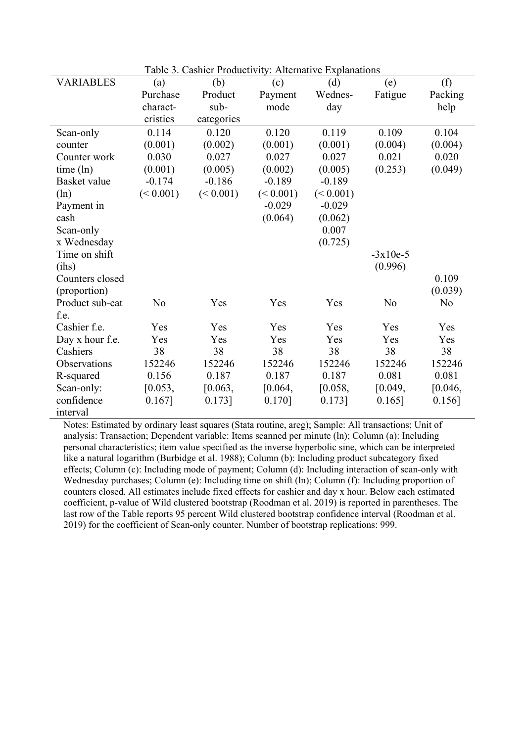Table 3. Cashier Productivity: Alternative Explanations

| VARIABLES | (a) Purchase characteristics | (b) Product sub-categories | (c) Payment mode | (d) Wednesday | (e) Fatigue | (f) Packing help |
|---|---|---|---|---|---|---|
| Scan-only counter | 0.114 | 0.120 | 0.120 | 0.119 | 0.109 | 0.104 |
| | (0.001) | (0.002) | (0.001) | (0.001) | (0.004) | (0.004) |
| Counter work time (ln) | 0.030 | 0.027 | 0.027 | 0.027 | 0.021 | 0.020 |
| | (0.001) | (0.005) | (0.002) | (0.005) | (0.253) | (0.049) |
| Basket value (ln) | -0.174 | -0.186 | -0.189 | -0.189 | | |
| | (< 0.001) | (< 0.001) | (< 0.001) | (< 0.001) | | |
| Payment in cash | | | -0.029 | -0.029 | | |
| | | | (0.064) | (0.062) | | |
| Scan-only x Wednesday | | | | 0.007 | | |
| | | | | (0.725) | | |
| Time on shift (ihs) | | | | | -3x10e-5 | |
| | | | | | (0.996) | |
| Counters closed (proportion) | | | | | | 0.109 |
| | | | | | | (0.039) |
| Product sub-cat f.e. | No | Yes | Yes | Yes | No | No |
| Cashier f.e. | Yes | Yes | Yes | Yes | Yes | Yes |
| Day x hour f.e. | Yes | Yes | Yes | Yes | Yes | Yes |
| Cashiers | 38 | 38 | 38 | 38 | 38 | 38 |
| Observations | 152246 | 152246 | 152246 | 152246 | 152246 | 152246 |
| R-squared | 0.156 | 0.187 | 0.187 | 0.187 | 0.081 | 0.081 |
| Scan-only: confidence interval | [0.053, 0.167] | [0.063, 0.173] | [0.064, 0.170] | [0.058, 0.173] | [0.049, 0.165] | [0.046, 0.156] |

Notes: Estimated by ordinary least squares (Stata routine, areg); Sample: All transactions; Unit of analysis: Transaction; Dependent variable: Items scanned per minute (ln); Column (a): Including personal characteristics; item value specified as the inverse hyperbolic sine, which can be interpreted like a natural logarithm (Burbidge et al. 1988); Column (b): Including product subcategory fixed effects; Column (c): Including mode of payment; Column (d): Including interaction of scan-only with Wednesday purchases; Column (e): Including time on shift (ln); Column (f): Including proportion of counters closed. All estimates include fixed effects for cashier and day x hour. Below each estimated coefficient, p-value of Wild clustered bootstrap (Roodman et al. 2019) is reported in parentheses. The last row of the Table reports 95 percent Wild clustered bootstrap confidence interval (Roodman et al. 2019) for the coefficient of Scan-only counter. Number of bootstrap replications: 999.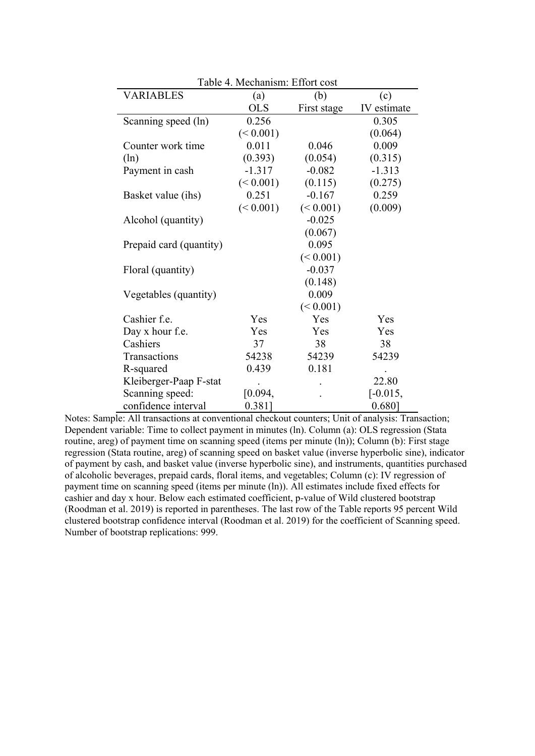Table 4. Mechanism: Effort cost

| VARIABLES | (a) | (b) | (c) |
|---|---|---|---|
| | OLS | First stage | IV estimate |
| Scanning speed (ln) | 0.256 | | 0.305 |
| | (< 0.001) | | (0.064) |
| Counter work time (ln) | 0.011 | 0.046 | 0.009 |
| | (0.393) | (0.054) | (0.315) |
| Payment in cash | -1.317 | -0.082 | -1.313 |
| | (< 0.001) | (0.115) | (0.275) |
| Basket value (ihs) | 0.251 | -0.167 | 0.259 |
| | (< 0.001) | (< 0.001) | (0.009) |
| Alcohol (quantity) | | -0.025 | |
| | | (0.067) | |
| Prepaid card (quantity) | | 0.095 | |
| | | (< 0.001) | |
| Floral (quantity) | | -0.037 | |
| | | (0.148) | |
| Vegetables (quantity) | | 0.009 | |
| | | (< 0.001) | |
| Cashier f.e. | Yes | Yes | Yes |
| Day x hour f.e. | Yes | Yes | Yes |
| Cashiers | 37 | 38 | 38 |
| Transactions | 54238 | 54239 | 54239 |
| R-squared | 0.439 | 0.181 | . |
| Kleiberger-Paap F-stat | . | . | 22.80 |
| Scanning speed: confidence interval | [0.094, 0.381] | . | [-0.015, 0.680] |

Notes: Sample: All transactions at conventional checkout counters; Unit of analysis: Transaction; Dependent variable: Time to collect payment in minutes (ln). Column (a): OLS regression (Stata routine, areg) of payment time on scanning speed (items per minute (ln)); Column (b): First stage regression (Stata routine, areg) of scanning speed on basket value (inverse hyperbolic sine), indicator of payment by cash, and basket value (inverse hyperbolic sine), and instruments, quantities purchased of alcoholic beverages, prepaid cards, floral items, and vegetables; Column (c): IV regression of payment time on scanning speed (items per minute (ln)). All estimates include fixed effects for cashier and day x hour. Below each estimated coefficient, p-value of Wild clustered bootstrap (Roodman et al. 2019) is reported in parentheses. The last row of the Table reports 95 percent Wild clustered bootstrap confidence interval (Roodman et al. 2019) for the coefficient of Scanning speed. Number of bootstrap replications: 999.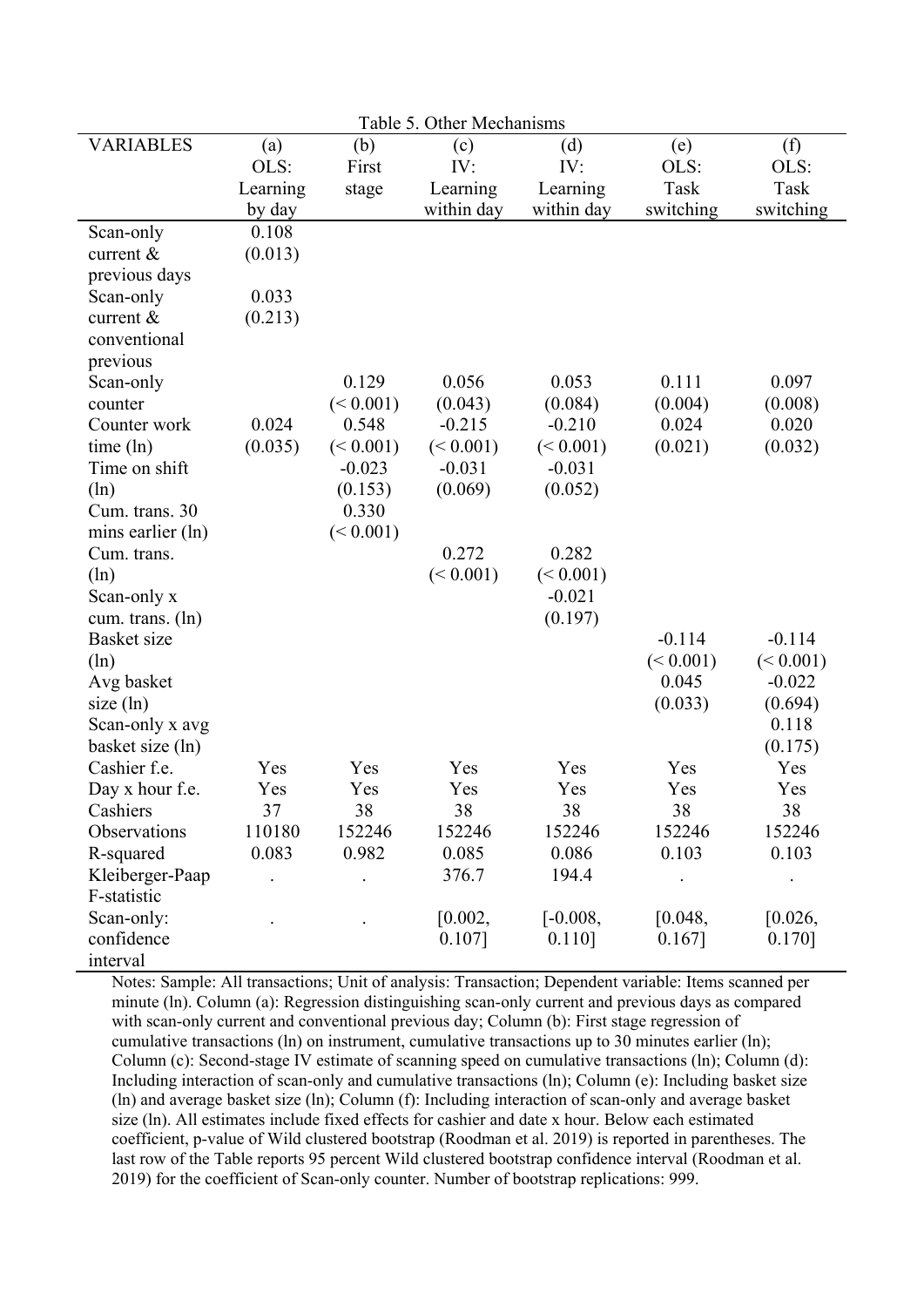Table 5. Other Mechanisms

| VARIABLES | (a) OLS: Learning by day | (b) First stage | (c) IV: Learning within day | (d) IV: Learning within day | (e) OLS: Task switching | (f) OLS: Task switching |
|---|---|---|---|---|---|---|
| Scan-only current & previous days | 0.108 | | | | | |
| | (0.013) | | | | | |
| Scan-only current & conventional previous | 0.033 | | | | | |
| | (0.213) | | | | | |
| Scan-only counter | | 0.129 | 0.056 | 0.053 | 0.111 | 0.097 |
| | | (< 0.001) | (0.043) | (0.084) | (0.004) | (0.008) |
| Counter work time (ln) | 0.024 | 0.548 | -0.215 | -0.210 | 0.024 | 0.020 |
| | (0.035) | (< 0.001) | (< 0.001) | (< 0.001) | (0.021) | (0.032) |
| Time on shift (ln) | | -0.023 | -0.031 | -0.031 | | |
| | | (0.153) | (0.069) | (0.052) | | |
| Cum. trans. 30 mins earlier (ln) | | 0.330 | | | | |
| | | (< 0.001) | | | | |
| Cum. trans. (ln) | | | 0.272 | 0.282 | | |
| | | | (< 0.001) | (< 0.001) | | |
| Scan-only x cum. trans. (ln) | | | | -0.021 | | |
| | | | | (0.197) | | |
| Basket size (ln) | | | | | -0.114 | -0.114 |
| | | | | | (< 0.001) | (< 0.001) |
| Avg basket size (ln) | | | | | 0.045 | -0.022 |
| | | | | | (0.033) | (0.694) |
| Scan-only x avg basket size (ln) | | | | | | 0.118 |
| | | | | | | (0.175) |
| Cashier f.e. | Yes | Yes | Yes | Yes | Yes | Yes |
| Day x hour f.e. | Yes | Yes | Yes | Yes | Yes | Yes |
| Cashiers | 37 | 38 | 38 | 38 | 38 | 38 |
| Observations | 110180 | 152246 | 152246 | 152246 | 152246 | 152246 |
| R-squared | 0.083 | 0.982 | 0.085 | 0.086 | 0.103 | 0.103 |
| Kleiberger-Paap F-statistic | . | . | 376.7 | 194.4 | . | . |
| Scan-only: confidence interval | . | . | [0.002, 0.107] | [-0.008, 0.110] | [0.048, 0.167] | [0.026, 0.170] |

Notes: Sample: All transactions; Unit of analysis: Transaction; Dependent variable: Items scanned per minute (ln). Column (a): Regression distinguishing scan-only current and previous days as compared with scan-only current and conventional previous day; Column (b): First stage regression of cumulative transactions (ln) on instrument, cumulative transactions up to 30 minutes earlier (ln); Column (c): Second-stage IV estimate of scanning speed on cumulative transactions (ln); Column (d): Including interaction of scan-only and cumulative transactions (ln); Column (e): Including basket size (ln) and average basket size (ln); Column (f): Including interaction of scan-only and average basket size (ln). All estimates include fixed effects for cashier and date x hour. Below each estimated coefficient, p-value of Wild clustered bootstrap (Roodman et al. 2019) is reported in parentheses. The last row of the Table reports 95 percent Wild clustered bootstrap confidence interval (Roodman et al. 2019) for the coefficient of Scan-only counter. Number of bootstrap replications: 999.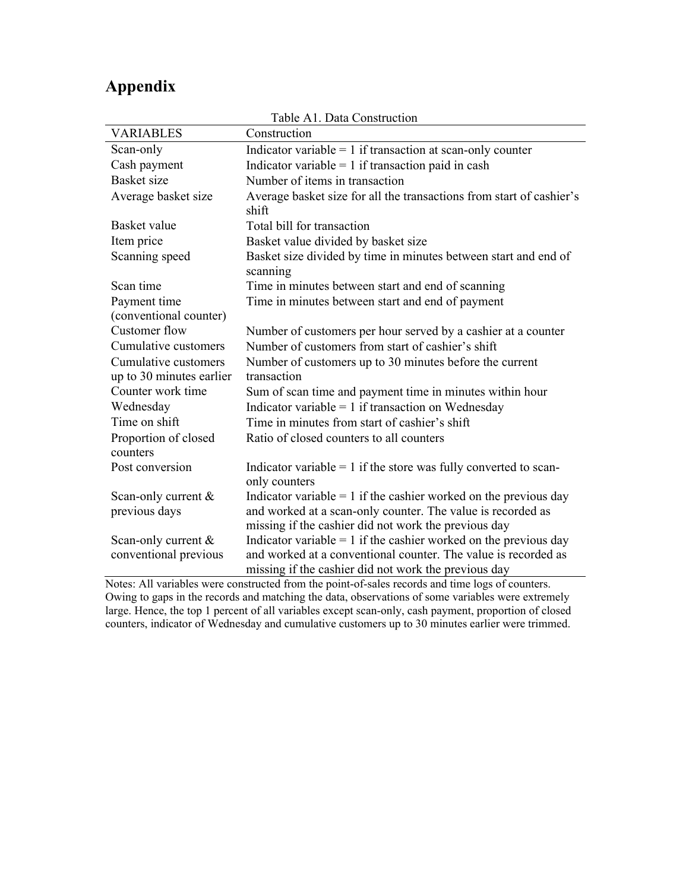# Appendix

Table A1. Data Construction

| VARIABLES | Construction |
|---|---|
| Scan-only | Indicator variable = 1 if transaction at scan-only counter |
| Cash payment | Indicator variable = 1 if transaction paid in cash |
| Basket size | Number of items in transaction |
| Average basket size | Average basket size for all the transactions from start of cashier's shift |
| Basket value | Total bill for transaction |
| Item price | Basket value divided by basket size |
| Scanning speed | Basket size divided by time in minutes between start and end of scanning |
| Scan time | Time in minutes between start and end of scanning |
| Payment time (conventional counter) | Time in minutes between start and end of payment |
| Customer flow | Number of customers per hour served by a cashier at a counter |
| Cumulative customers | Number of customers from start of cashier's shift |
| Cumulative customers up to 30 minutes earlier | Number of customers up to 30 minutes before the current transaction |
| Counter work time | Sum of scan time and payment time in minutes within hour |
| Wednesday | Indicator variable = 1 if transaction on Wednesday |
| Time on shift | Time in minutes from start of cashier's shift |
| Proportion of closed counters | Ratio of closed counters to all counters |
| Post conversion | Indicator variable = 1 if the store was fully converted to scan-only counters |
| Scan-only current & previous days | Indicator variable = 1 if the cashier worked on the previous day and worked at a scan-only counter. The value is recorded as missing if the cashier did not work the previous day |
| Scan-only current & conventional previous | Indicator variable = 1 if the cashier worked on the previous day and worked at a conventional counter. The value is recorded as missing if the cashier did not work the previous day |

Notes: All variables were constructed from the point-of-sales records and time logs of counters. Owing to gaps in the records and matching the data, observations of some variables were extremely large. Hence, the top 1 percent of all variables except scan-only, cash payment, proportion of closed counters, indicator of Wednesday and cumulative customers up to 30 minutes earlier were trimmed.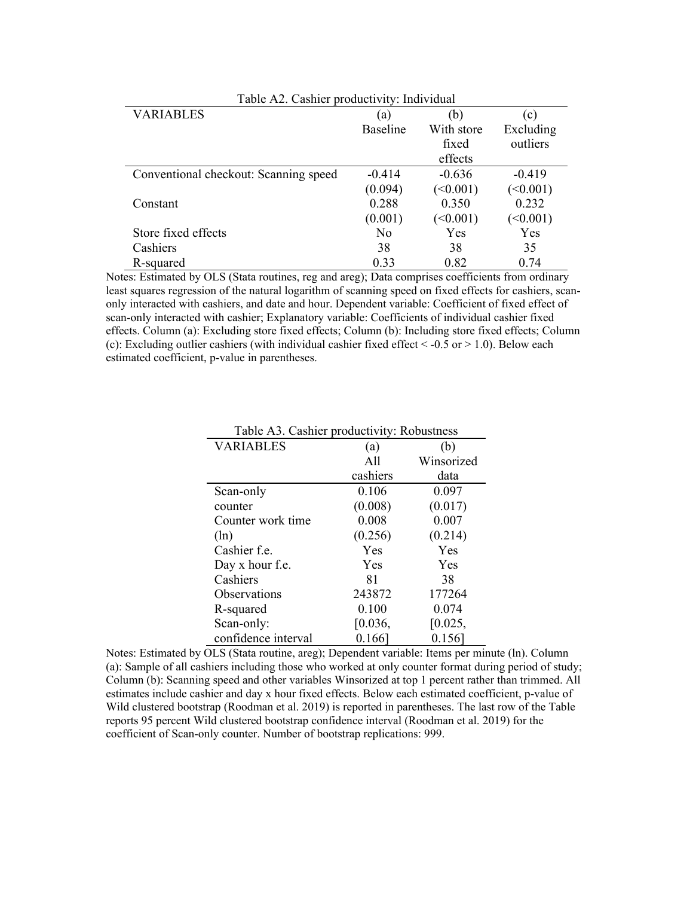Table A2. Cashier productivity: Individual

| VARIABLES | (a) Baseline | (b) With store fixed effects | (c) Excluding outliers |
|---|---|---|---|
| Conventional checkout: Scanning speed | -0.414 | -0.636 | -0.419 |
| | (0.094) | (<0.001) | (<0.001) |
| Constant | 0.288 | 0.350 | 0.232 |
| | (0.001) | (<0.001) | (<0.001) |
| Store fixed effects | No | Yes | Yes |
| Cashiers | 38 | 38 | 35 |
| R-squared | 0.33 | 0.82 | 0.74 |

Notes: Estimated by OLS (Stata routines, reg and areg); Data comprises coefficients from ordinary least squares regression of the natural logarithm of scanning speed on fixed effects for cashiers, scan-only interacted with cashiers, and date and hour. Dependent variable: Coefficient of fixed effect of scan-only interacted with cashier; Explanatory variable: Coefficients of individual cashier fixed effects. Column (a): Excluding store fixed effects; Column (b): Including store fixed effects; Column (c): Excluding outlier cashiers (with individual cashier fixed effect < -0.5 or > 1.0). Below each estimated coefficient, p-value in parentheses.

Table A3. Cashier productivity: Robustness

| VARIABLES | (a) All cashiers | (b) Winsorized data |
|---|---|---|
| Scan-only counter | 0.106 | 0.097 |
| | (0.008) | (0.017) |
| Counter work time (ln) | 0.008 | 0.007 |
| | (0.256) | (0.214) |
| Cashier f.e. | Yes | Yes |
| Day x hour f.e. | Yes | Yes |
| Cashiers | 81 | 38 |
| Observations | 243872 | 177264 |
| R-squared | 0.100 | 0.074 |
| Scan-only: confidence interval | [0.036, 0.166] | [0.025, 0.156] |

Notes: Estimated by OLS (Stata routine, areg); Dependent variable: Items per minute (ln). Column (a): Sample of all cashiers including those who worked at only counter format during period of study; Column (b): Scanning speed and other variables Winsorized at top 1 percent rather than trimmed. All estimates include cashier and day x hour fixed effects. Below each estimated coefficient, p-value of Wild clustered bootstrap (Roodman et al. 2019) is reported in parentheses. The last row of the Table reports 95 percent Wild clustered bootstrap confidence interval (Roodman et al. 2019) for the coefficient of Scan-only counter. Number of bootstrap replications: 999.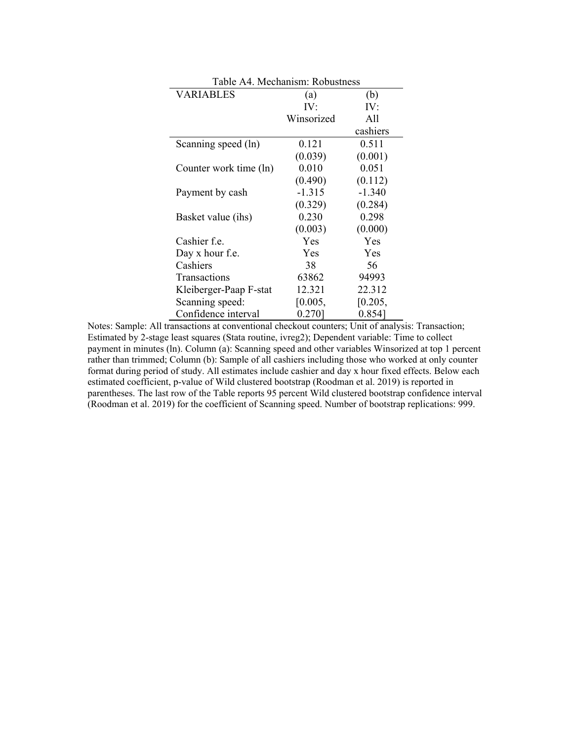Table A4. Mechanism: Robustness

| VARIABLES | (a) IV: Winsorized | (b) IV: All cashiers |
|---|---|---|
| Scanning speed (ln) | 0.121 | 0.511 |
| | (0.039) | (0.001) |
| Counter work time (ln) | 0.010 | 0.051 |
| | (0.490) | (0.112) |
| Payment by cash | -1.315 | -1.340 |
| | (0.329) | (0.284) |
| Basket value (ihs) | 0.230 | 0.298 |
| | (0.003) | (0.000) |
| Cashier f.e. | Yes | Yes |
| Day x hour f.e. | Yes | Yes |
| Cashiers | 38 | 56 |
| Transactions | 63862 | 94993 |
| Kleiberger-Paap F-stat | 12.321 | 22.312 |
| Scanning speed: Confidence interval | [0.005, 0.270] | [0.205, 0.854] |

Notes: Sample: All transactions at conventional checkout counters; Unit of analysis: Transaction; Estimated by 2-stage least squares (Stata routine, ivreg2); Dependent variable: Time to collect payment in minutes (ln). Column (a): Scanning speed and other variables Winsorized at top 1 percent rather than trimmed; Column (b): Sample of all cashiers including those who worked at only counter format during period of study. All estimates include cashier and day x hour fixed effects. Below each estimated coefficient, p-value of Wild clustered bootstrap (Roodman et al. 2019) is reported in parentheses. The last row of the Table reports 95 percent Wild clustered bootstrap confidence interval (Roodman et al. 2019) for the coefficient of Scanning speed. Number of bootstrap replications: 999.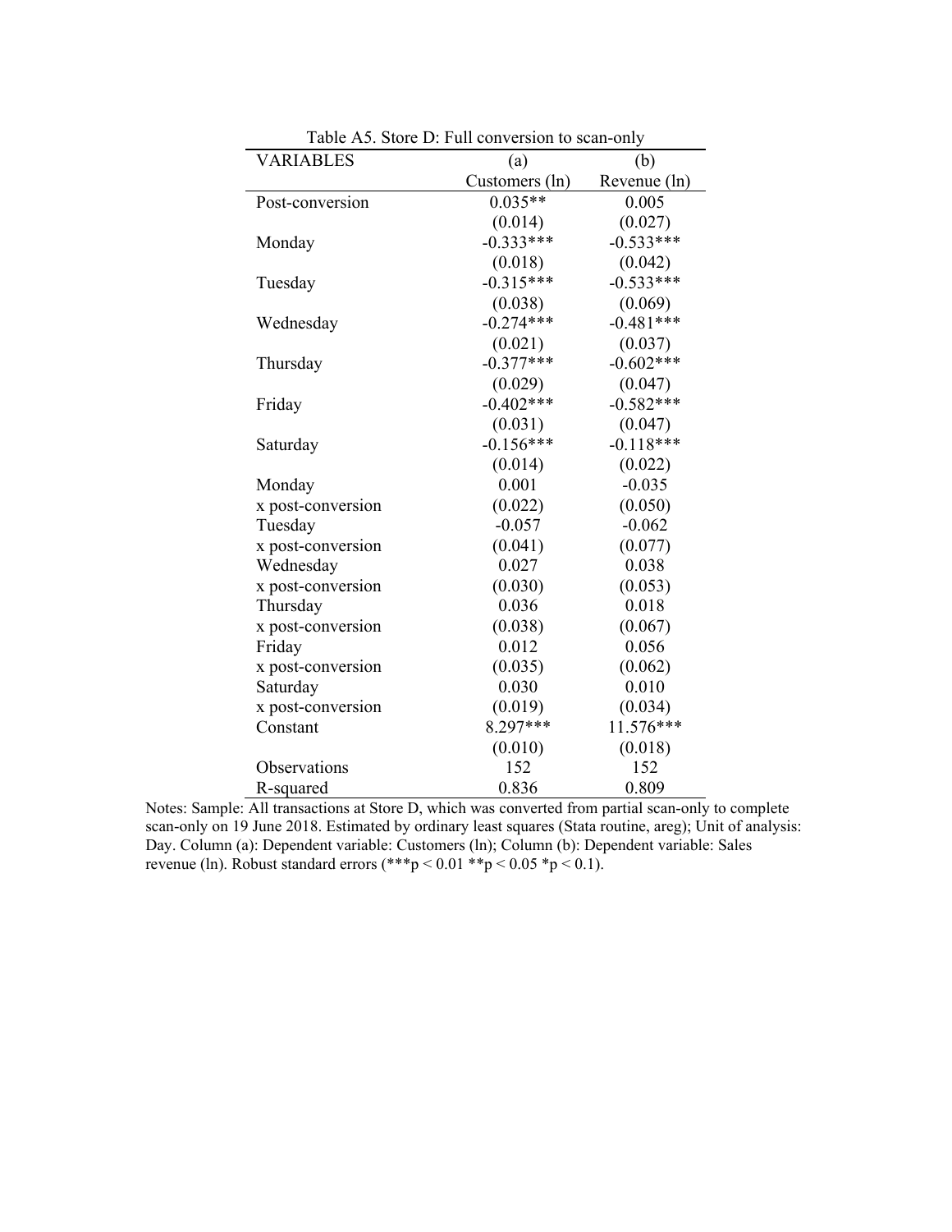Table A5. Store D: Full conversion to scan-only

| VARIABLES | (a) Customers (ln) | (b) Revenue (ln) |
|---|---|---|
| Post-conversion | 0.035** | 0.005 |
| | (0.014) | (0.027) |
| Monday | -0.333*** | -0.533*** |
| | (0.018) | (0.042) |
| Tuesday | -0.315*** | -0.533*** |
| | (0.038) | (0.069) |
| Wednesday | -0.274*** | -0.481*** |
| | (0.021) | (0.037) |
| Thursday | -0.377*** | -0.602*** |
| | (0.029) | (0.047) |
| Friday | -0.402*** | -0.582*** |
| | (0.031) | (0.047) |
| Saturday | -0.156*** | -0.118*** |
| | (0.014) | (0.022) |
| Monday | 0.001 | -0.035 |
| x post-conversion | (0.022) | (0.050) |
| Tuesday | -0.057 | -0.062 |
| x post-conversion | (0.041) | (0.077) |
| Wednesday | 0.027 | 0.038 |
| x post-conversion | (0.030) | (0.053) |
| Thursday | 0.036 | 0.018 |
| x post-conversion | (0.038) | (0.067) |
| Friday | 0.012 | 0.056 |
| x post-conversion | (0.035) | (0.062) |
| Saturday | 0.030 | 0.010 |
| x post-conversion | (0.019) | (0.034) |
| Constant | 8.297*** | 11.576*** |
| | (0.010) | (0.018) |
| Observations | 152 | 152 |
| R-squared | 0.836 | 0.809 |

Notes: Sample: All transactions at Store D, which was converted from partial scan-only to complete scan-only on 19 June 2018. Estimated by ordinary least squares (Stata routine, areg); Unit of analysis: Day. Column (a): Dependent variable: Customers (ln); Column (b): Dependent variable: Sales revenue (ln). Robust standard errors (***$p < 0.01$ **$p < 0.05$ *$p < 0.1$).